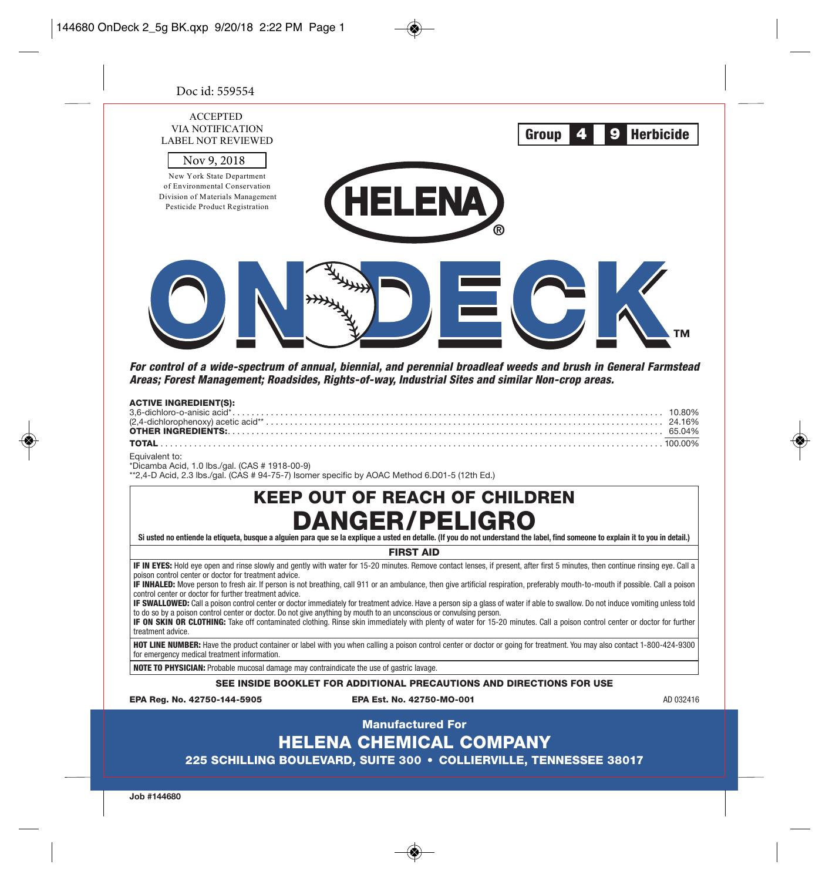Doc id: 559554

ACCEPTED
VIA NOTIFICATION
LABEL NOT REVIEWED

Nov 9, 2018

New York State Department
of Environmental Conservation
Division of Materials Management
Pesticide Product Registration

**Group 4 9 Herbicide**

# HELENA®

# ONDECK™

***For control of a wide-spectrum of annual, biennial, and perennial broadleaf weeds and brush in General Farmstead Areas; Forest Management; Roadsides, Rights-of-way, Industrial Sites and similar Non-crop areas.***

**ACTIVE INGREDIENT(S):**

| | |
|---|---|
| 3,6-dichloro-o-anisic acid* | 10.80% |
| (2,4-dichlorophenoxy) acetic acid** | 24.16% |
| **OTHER INGREDIENTS:** | 65.04% |
| **TOTAL** | 100.00% |

Equivalent to:
*Dicamba Acid, 1.0 lbs./gal. (CAS # 1918-00-9)
**2,4-D Acid, 2.3 lbs./gal. (CAS # 94-75-7) Isomer specific by AOAC Method 6.D01-5 (12th Ed.)

## KEEP OUT OF REACH OF CHILDREN

## DANGER/PELIGRO

**Si usted no entiende la etiqueta, busque a alguien para que se la explique a usted en detalle. (If you do not understand the label, find someone to explain it to you in detail.)**

### FIRST AID

**IF IN EYES:** Hold eye open and rinse slowly and gently with water for 15-20 minutes. Remove contact lenses, if present, after first 5 minutes, then continue rinsing eye. Call a poison control center or doctor for treatment advice.

**IF INHALED:** Move person to fresh air. If person is not breathing, call 911 or an ambulance, then give artificial respiration, preferably mouth-to-mouth if possible. Call a poison control center or doctor for further treatment advice.

**IF SWALLOWED:** Call a poison control center or doctor immediately for treatment advice. Have a person sip a glass of water if able to swallow. Do not induce vomiting unless told to do so by a poison control center or doctor. Do not give anything by mouth to an unconscious or convulsing person.

**IF ON SKIN OR CLOTHING:** Take off contaminated clothing. Rinse skin immediately with plenty of water for 15-20 minutes. Call a poison control center or doctor for further treatment advice.

**HOT LINE NUMBER:** Have the product container or label with you when calling a poison control center or doctor or going for treatment. You may also contact 1-800-424-9300 for emergency medical treatment information.

**NOTE TO PHYSICIAN:** Probable mucosal damage may contraindicate the use of gastric lavage.

**SEE INSIDE BOOKLET FOR ADDITIONAL PRECAUTIONS AND DIRECTIONS FOR USE**

**EPA Reg. No. 42750-144-5905** **EPA Est. No. 42750-MO-001** AD 032416

**Manufactured For**

**HELENA CHEMICAL COMPANY**

**225 SCHILLING BOULEVARD, SUITE 300 • COLLIERVILLE, TENNESSEE 38017**

Job #144680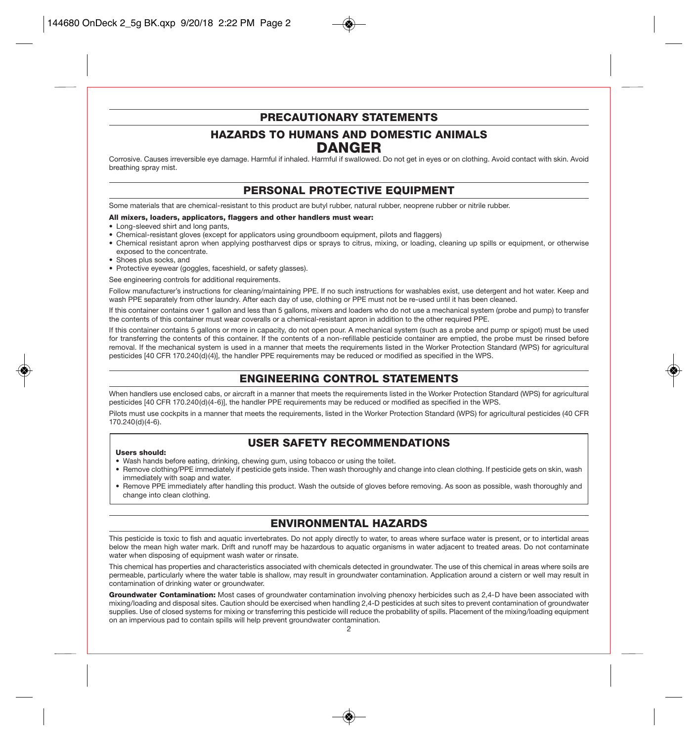## PRECAUTIONARY STATEMENTS

### HAZARDS TO HUMANS AND DOMESTIC ANIMALS

### DANGER

Corrosive. Causes irreversible eye damage. Harmful if inhaled. Harmful if swallowed. Do not get in eyes or on clothing. Avoid contact with skin. Avoid breathing spray mist.

## PERSONAL PROTECTIVE EQUIPMENT

Some materials that are chemical-resistant to this product are butyl rubber, natural rubber, neoprene rubber or nitrile rubber.

**All mixers, loaders, applicators, flaggers and other handlers must wear:**

- Long-sleeved shirt and long pants,
- Chemical-resistant gloves (except for applicators using groundboom equipment, pilots and flaggers)
- Chemical resistant apron when applying postharvest dips or sprays to citrus, mixing, or loading, cleaning up spills or equipment, or otherwise exposed to the concentrate.
- Shoes plus socks, and
- Protective eyewear (goggles, faceshield, or safety glasses).

See engineering controls for additional requirements.

Follow manufacturer's instructions for cleaning/maintaining PPE. If no such instructions for washables exist, use detergent and hot water. Keep and wash PPE separately from other laundry. After each day of use, clothing or PPE must not be re-used until it has been cleaned.

If this container contains over 1 gallon and less than 5 gallons, mixers and loaders who do not use a mechanical system (probe and pump) to transfer the contents of this container must wear coveralls or a chemical-resistant apron in addition to the other required PPE.

If this container contains 5 gallons or more in capacity, do not open pour. A mechanical system (such as a probe and pump or spigot) must be used for transferring the contents of this container. If the contents of a non-refillable pesticide container are emptied, the probe must be rinsed before removal. If the mechanical system is used in a manner that meets the requirements listed in the Worker Protection Standard (WPS) for agricultural pesticides [40 CFR 170.240(d)(4)], the handler PPE requirements may be reduced or modified as specified in the WPS.

## ENGINEERING CONTROL STATEMENTS

When handlers use enclosed cabs, or aircraft in a manner that meets the requirements listed in the Worker Protection Standard (WPS) for agricultural pesticides [40 CFR 170.240(d)(4-6)], the handler PPE requirements may be reduced or modified as specified in the WPS.

Pilots must use cockpits in a manner that meets the requirements, listed in the Worker Protection Standard (WPS) for agricultural pesticides (40 CFR 170.240(d)(4-6).

## USER SAFETY RECOMMENDATIONS

**Users should:**

- Wash hands before eating, drinking, chewing gum, using tobacco or using the toilet.
- Remove clothing/PPE immediately if pesticide gets inside. Then wash thoroughly and change into clean clothing. If pesticide gets on skin, wash immediately with soap and water.
- Remove PPE immediately after handling this product. Wash the outside of gloves before removing. As soon as possible, wash thoroughly and change into clean clothing.

## ENVIRONMENTAL HAZARDS

This pesticide is toxic to fish and aquatic invertebrates. Do not apply directly to water, to areas where surface water is present, or to intertidal areas below the mean high water mark. Drift and runoff may be hazardous to aquatic organisms in water adjacent to treated areas. Do not contaminate water when disposing of equipment wash water or rinsate.

This chemical has properties and characteristics associated with chemicals detected in groundwater. The use of this chemical in areas where soils are permeable, particularly where the water table is shallow, may result in groundwater contamination. Application around a cistern or well may result in contamination of drinking water or groundwater.

**Groundwater Contamination:** Most cases of groundwater contamination involving phenoxy herbicides such as 2,4-D have been associated with mixing/loading and disposal sites. Caution should be exercised when handling 2,4-D pesticides at such sites to prevent contamination of groundwater supplies. Use of closed systems for mixing or transferring this pesticide will reduce the probability of spills. Placement of the mixing/loading equipment on an impervious pad to contain spills will help prevent groundwater contamination.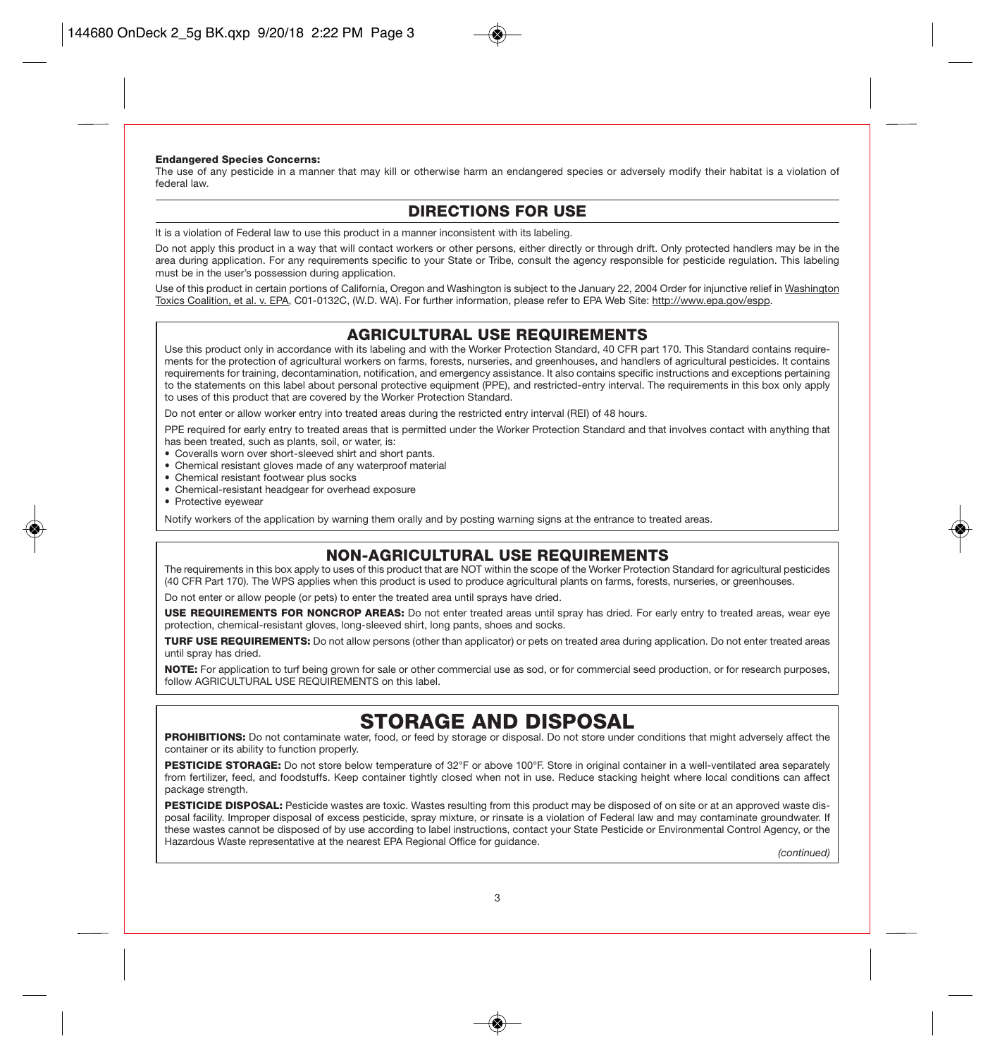**Endangered Species Concerns:**
The use of any pesticide in a manner that may kill or otherwise harm an endangered species or adversely modify their habitat is a violation of federal law.

## DIRECTIONS FOR USE

It is a violation of Federal law to use this product in a manner inconsistent with its labeling.

Do not apply this product in a way that will contact workers or other persons, either directly or through drift. Only protected handlers may be in the area during application. For any requirements specific to your State or Tribe, consult the agency responsible for pesticide regulation. This labeling must be in the user's possession during application.

Use of this product in certain portions of California, Oregon and Washington is subject to the January 22, 2004 Order for injunctive relief in Washington Toxics Coalition, et al. v. EPA, C01-0132C, (W.D. WA). For further information, please refer to EPA Web Site: http://www.epa.gov/espp.

## AGRICULTURAL USE REQUIREMENTS

Use this product only in accordance with its labeling and with the Worker Protection Standard, 40 CFR part 170. This Standard contains requirements for the protection of agricultural workers on farms, forests, nurseries, and greenhouses, and handlers of agricultural pesticides. It contains requirements for training, decontamination, notification, and emergency assistance. It also contains specific instructions and exceptions pertaining to the statements on this label about personal protective equipment (PPE), and restricted-entry interval. The requirements in this box only apply to uses of this product that are covered by the Worker Protection Standard.

Do not enter or allow worker entry into treated areas during the restricted entry interval (REI) of 48 hours.

PPE required for early entry to treated areas that is permitted under the Worker Protection Standard and that involves contact with anything that has been treated, such as plants, soil, or water, is:

- Coveralls worn over short-sleeved shirt and short pants.
- Chemical resistant gloves made of any waterproof material
- Chemical resistant footwear plus socks
- Chemical-resistant headgear for overhead exposure
- Protective eyewear

Notify workers of the application by warning them orally and by posting warning signs at the entrance to treated areas.

## NON-AGRICULTURAL USE REQUIREMENTS

The requirements in this box apply to uses of this product that are NOT within the scope of the Worker Protection Standard for agricultural pesticides (40 CFR Part 170). The WPS applies when this product is used to produce agricultural plants on farms, forests, nurseries, or greenhouses.

Do not enter or allow people (or pets) to enter the treated area until sprays have dried.

**USE REQUIREMENTS FOR NONCROP AREAS:** Do not enter treated areas until spray has dried. For early entry to treated areas, wear eye protection, chemical-resistant gloves, long-sleeved shirt, long pants, shoes and socks.

**TURF USE REQUIREMENTS:** Do not allow persons (other than applicator) or pets on treated area during application. Do not enter treated areas until spray has dried.

**NOTE:** For application to turf being grown for sale or other commercial use as sod, or for commercial seed production, or for research purposes, follow AGRICULTURAL USE REQUIREMENTS on this label.

## STORAGE AND DISPOSAL

**PROHIBITIONS:** Do not contaminate water, food, or feed by storage or disposal. Do not store under conditions that might adversely affect the container or its ability to function properly.

**PESTICIDE STORAGE:** Do not store below temperature of 32°F or above 100°F. Store in original container in a well-ventilated area separately from fertilizer, feed, and foodstuffs. Keep container tightly closed when not in use. Reduce stacking height where local conditions can affect package strength.

**PESTICIDE DISPOSAL:** Pesticide wastes are toxic. Wastes resulting from this product may be disposed of on site or at an approved waste disposal facility. Improper disposal of excess pesticide, spray mixture, or rinsate is a violation of Federal law and may contaminate groundwater. If these wastes cannot be disposed of by use according to label instructions, contact your State Pesticide or Environmental Control Agency, or the Hazardous Waste representative at the nearest EPA Regional Office for guidance.

*(continued)*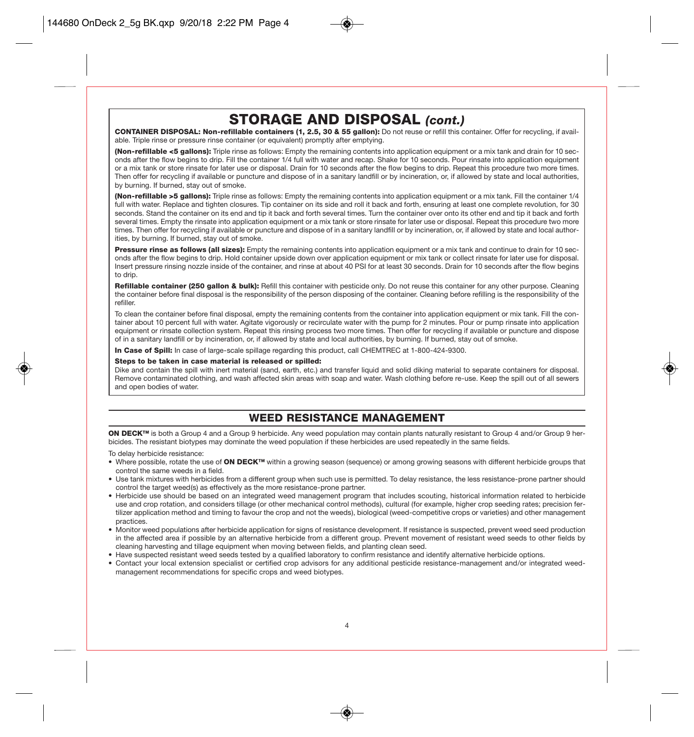# STORAGE AND DISPOSAL *(cont.)*

**CONTAINER DISPOSAL: Non-refillable containers (1, 2.5, 30 & 55 gallon):** Do not reuse or refill this container. Offer for recycling, if available. Triple rinse or pressure rinse container (or equivalent) promptly after emptying.

**(Non-refillable <5 gallons):** Triple rinse as follows: Empty the remaining contents into application equipment or a mix tank and drain for 10 seconds after the flow begins to drip. Fill the container 1/4 full with water and recap. Shake for 10 seconds. Pour rinsate into application equipment or a mix tank or store rinsate for later use or disposal. Drain for 10 seconds after the flow begins to drip. Repeat this procedure two more times. Then offer for recycling if available or puncture and dispose of in a sanitary landfill or by incineration, or, if allowed by state and local authorities, by burning. If burned, stay out of smoke.

**(Non-refillable >5 gallons):** Triple rinse as follows: Empty the remaining contents into application equipment or a mix tank. Fill the container 1/4 full with water. Replace and tighten closures. Tip container on its side and roll it back and forth, ensuring at least one complete revolution, for 30 seconds. Stand the container on its end and tip it back and forth several times. Turn the container over onto its other end and tip it back and forth several times. Empty the rinsate into application equipment or a mix tank or store rinsate for later use or disposal. Repeat this procedure two more times. Then offer for recycling if available or puncture and dispose of in a sanitary landfill or by incineration, or, if allowed by state and local authorities, by burning. If burned, stay out of smoke.

**Pressure rinse as follows (all sizes):** Empty the remaining contents into application equipment or a mix tank and continue to drain for 10 seconds after the flow begins to drip. Hold container upside down over application equipment or mix tank or collect rinsate for later use for disposal. Insert pressure rinsing nozzle inside of the container, and rinse at about 40 PSI for at least 30 seconds. Drain for 10 seconds after the flow begins to drip.

**Refillable container (250 gallon & bulk):** Refill this container with pesticide only. Do not reuse this container for any other purpose. Cleaning the container before final disposal is the responsibility of the person disposing of the container. Cleaning before refilling is the responsibility of the refiller.

To clean the container before final disposal, empty the remaining contents from the container into application equipment or mix tank. Fill the container about 10 percent full with water. Agitate vigorously or recirculate water with the pump for 2 minutes. Pour or pump rinsate into application equipment or rinsate collection system. Repeat this rinsing process two more times. Then offer for recycling if available or puncture and dispose of in a sanitary landfill or by incineration, or, if allowed by state and local authorities, by burning. If burned, stay out of smoke.

**In Case of Spill:** In case of large-scale spillage regarding this product, call CHEMTREC at 1-800-424-9300.

**Steps to be taken in case material is released or spilled:**

Dike and contain the spill with inert material (sand, earth, etc.) and transfer liquid and solid diking material to separate containers for disposal. Remove contaminated clothing, and wash affected skin areas with soap and water. Wash clothing before re-use. Keep the spill out of all sewers and open bodies of water.

## WEED RESISTANCE MANAGEMENT

**ON DECK™** is both a Group 4 and a Group 9 herbicide. Any weed population may contain plants naturally resistant to Group 4 and/or Group 9 herbicides. The resistant biotypes may dominate the weed population if these herbicides are used repeatedly in the same fields.

To delay herbicide resistance:

- Where possible, rotate the use of **ON DECK™** within a growing season (sequence) or among growing seasons with different herbicide groups that control the same weeds in a field.
- Use tank mixtures with herbicides from a different group when such use is permitted. To delay resistance, the less resistance-prone partner should control the target weed(s) as effectively as the more resistance-prone partner.
- Herbicide use should be based on an integrated weed management program that includes scouting, historical information related to herbicide use and crop rotation, and considers tillage (or other mechanical control methods), cultural (for example, higher crop seeding rates; precision fertilizer application method and timing to favour the crop and not the weeds), biological (weed-competitive crops or varieties) and other management practices.
- Monitor weed populations after herbicide application for signs of resistance development. If resistance is suspected, prevent weed seed production in the affected area if possible by an alternative herbicide from a different group. Prevent movement of resistant weed seeds to other fields by cleaning harvesting and tillage equipment when moving between fields, and planting clean seed.
- Have suspected resistant weed seeds tested by a qualified laboratory to confirm resistance and identify alternative herbicide options.
- Contact your local extension specialist or certified crop advisors for any additional pesticide resistance-management and/or integrated weed-management recommendations for specific crops and weed biotypes.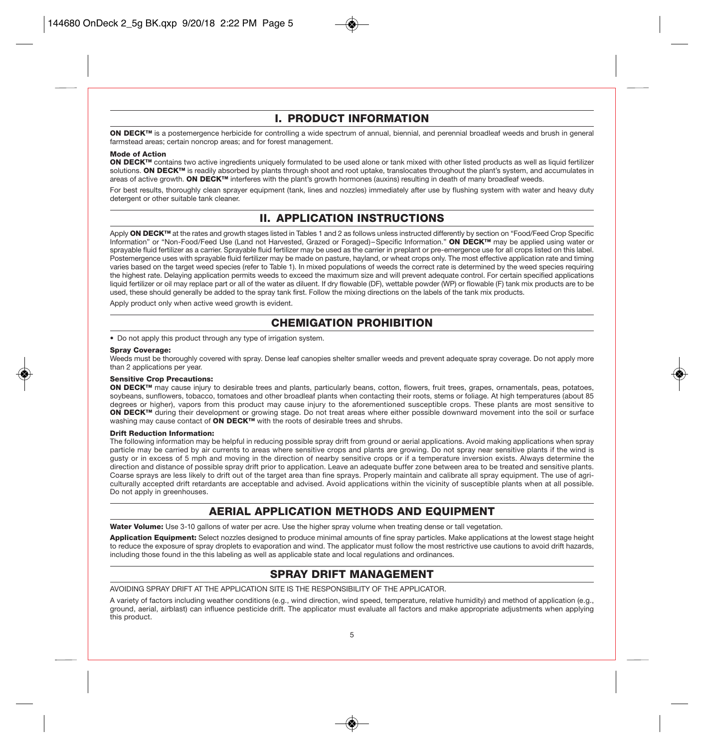## I. PRODUCT INFORMATION

**ON DECK™** is a postemergence herbicide for controlling a wide spectrum of annual, biennial, and perennial broadleaf weeds and brush in general farmstead areas; certain noncrop areas; and for forest management.

**Mode of Action**

**ON DECK™** contains two active ingredients uniquely formulated to be used alone or tank mixed with other listed products as well as liquid fertilizer solutions. **ON DECK™** is readily absorbed by plants through shoot and root uptake, translocates throughout the plant's system, and accumulates in areas of active growth. **ON DECK™** interferes with the plant's growth hormones (auxins) resulting in death of many broadleaf weeds.

For best results, thoroughly clean sprayer equipment (tank, lines and nozzles) immediately after use by flushing system with water and heavy duty detergent or other suitable tank cleaner.

## II. APPLICATION INSTRUCTIONS

Apply **ON DECK™** at the rates and growth stages listed in Tables 1 and 2 as follows unless instructed differently by section on "Food/Feed Crop Specific Information" or "Non-Food/Feed Use (Land not Harvested, Grazed or Foraged)–Specific Information." **ON DECK™** may be applied using water or sprayable fluid fertilizer as a carrier. Sprayable fluid fertilizer may be used as the carrier in preplant or pre-emergence use for all crops listed on this label. Postemergence uses with sprayable fluid fertilizer may be made on pasture, hayland, or wheat crops only. The most effective application rate and timing varies based on the target weed species (refer to Table 1). In mixed populations of weeds the correct rate is determined by the weed species requiring the highest rate. Delaying application permits weeds to exceed the maximum size and will prevent adequate control. For certain specified applications liquid fertilizer or oil may replace part or all of the water as diluent. If dry flowable (DF), wettable powder (WP) or flowable (F) tank mix products are to be used, these should generally be added to the spray tank first. Follow the mixing directions on the labels of the tank mix products.

Apply product only when active weed growth is evident.

## CHEMIGATION PROHIBITION

- Do not apply this product through any type of irrigation system.

**Spray Coverage:**

Weeds must be thoroughly covered with spray. Dense leaf canopies shelter smaller weeds and prevent adequate spray coverage. Do not apply more than 2 applications per year.

**Sensitive Crop Precautions:**

**ON DECK™** may cause injury to desirable trees and plants, particularly beans, cotton, flowers, fruit trees, grapes, ornamentals, peas, potatoes, soybeans, sunflowers, tobacco, tomatoes and other broadleaf plants when contacting their roots, stems or foliage. At high temperatures (about 85 degrees or higher), vapors from this product may cause injury to the aforementioned susceptible crops. These plants are most sensitive to **ON DECK™** during their development or growing stage. Do not treat areas where either possible downward movement into the soil or surface washing may cause contact of **ON DECK™** with the roots of desirable trees and shrubs.

**Drift Reduction Information:**

The following information may be helpful in reducing possible spray drift from ground or aerial applications. Avoid making applications when spray particle may be carried by air currents to areas where sensitive crops and plants are growing. Do not spray near sensitive plants if the wind is gusty or in excess of 5 mph and moving in the direction of nearby sensitive crops or if a temperature inversion exists. Always determine the direction and distance of possible spray drift prior to application. Leave an adequate buffer zone between area to be treated and sensitive plants. Coarse sprays are less likely to drift out of the target area than fine sprays. Properly maintain and calibrate all spray equipment. The use of agriculturally accepted drift retardants are acceptable and advised. Avoid applications within the vicinity of susceptible plants when at all possible. Do not apply in greenhouses.

## AERIAL APPLICATION METHODS AND EQUIPMENT

**Water Volume:** Use 3-10 gallons of water per acre. Use the higher spray volume when treating dense or tall vegetation.

**Application Equipment:** Select nozzles designed to produce minimal amounts of fine spray particles. Make applications at the lowest stage height to reduce the exposure of spray droplets to evaporation and wind. The applicator must follow the most restrictive use cautions to avoid drift hazards, including those found in the this labeling as well as applicable state and local regulations and ordinances.

## SPRAY DRIFT MANAGEMENT

AVOIDING SPRAY DRIFT AT THE APPLICATION SITE IS THE RESPONSIBILITY OF THE APPLICATOR.

A variety of factors including weather conditions (e.g., wind direction, wind speed, temperature, relative humidity) and method of application (e.g., ground, aerial, airblast) can influence pesticide drift. The applicator must evaluate all factors and make appropriate adjustments when applying this product.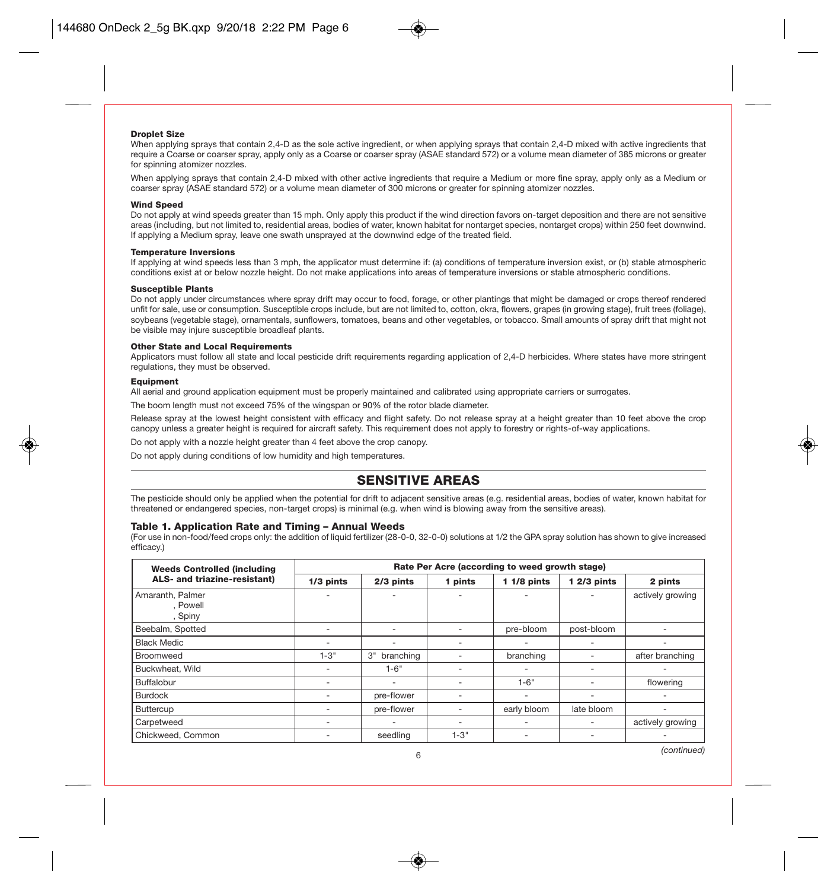**Droplet Size**

When applying sprays that contain 2,4-D as the sole active ingredient, or when applying sprays that contain 2,4-D mixed with active ingredients that require a Coarse or coarser spray, apply only as a Coarse or coarser spray (ASAE standard 572) or a volume mean diameter of 385 microns or greater for spinning atomizer nozzles.

When applying sprays that contain 2,4-D mixed with other active ingredients that require a Medium or more fine spray, apply only as a Medium or coarser spray (ASAE standard 572) or a volume mean diameter of 300 microns or greater for spinning atomizer nozzles.

**Wind Speed**

Do not apply at wind speeds greater than 15 mph. Only apply this product if the wind direction favors on-target deposition and there are not sensitive areas (including, but not limited to, residential areas, bodies of water, known habitat for nontarget species, nontarget crops) within 250 feet downwind. If applying a Medium spray, leave one swath unsprayed at the downwind edge of the treated field.

**Temperature Inversions**

If applying at wind speeds less than 3 mph, the applicator must determine if: (a) conditions of temperature inversion exist, or (b) stable atmospheric conditions exist at or below nozzle height. Do not make applications into areas of temperature inversions or stable atmospheric conditions.

**Susceptible Plants**

Do not apply under circumstances where spray drift may occur to food, forage, or other plantings that might be damaged or crops thereof rendered unfit for sale, use or consumption. Susceptible crops include, but are not limited to, cotton, okra, flowers, grapes (in growing stage), fruit trees (foliage), soybeans (vegetable stage), ornamentals, sunflowers, tomatoes, beans and other vegetables, or tobacco. Small amounts of spray drift that might not be visible may injure susceptible broadleaf plants.

**Other State and Local Requirements**

Applicators must follow all state and local pesticide drift requirements regarding application of 2,4-D herbicides. Where states have more stringent regulations, they must be observed.

**Equipment**

All aerial and ground application equipment must be properly maintained and calibrated using appropriate carriers or surrogates.

The boom length must not exceed 75% of the wingspan or 90% of the rotor blade diameter.

Release spray at the lowest height consistent with efficacy and flight safety. Do not release spray at a height greater than 10 feet above the crop canopy unless a greater height is required for aircraft safety. This requirement does not apply to forestry or rights-of-way applications.

Do not apply with a nozzle height greater than 4 feet above the crop canopy.

Do not apply during conditions of low humidity and high temperatures.

## SENSITIVE AREAS

The pesticide should only be applied when the potential for drift to adjacent sensitive areas (e.g. residential areas, bodies of water, known habitat for threatened or endangered species, non-target crops) is minimal (e.g. when wind is blowing away from the sensitive areas).

### Table 1. Application Rate and Timing – Annual Weeds

(For use in non-food/feed crops only: the addition of liquid fertilizer (28-0-0, 32-0-0) solutions at 1/2 the GPA spray solution has shown to give increased efficacy.)

| Weeds Controlled (including ALS- and triazine-resistant) | Rate Per Acre (according to weed growth stage) | | | | | |
|---|---|---|---|---|---|---|
| | 1/3 pints | 2/3 pints | 1 pints | 1 1/8 pints | 1 2/3 pints | 2 pints |
| Amaranth, Palmer, Powell, Spiny | - | - | - | - | - | actively growing |
| Beebalm, Spotted | - | - | - | pre-bloom | post-bloom | - |
| Black Medic | - | - | - | - | - | - |
| Broomweed | 1-3" | 3" branching | - | branching | - | after branching |
| Buckwheat, Wild | - | 1-6" | - | - | - | - |
| Buffalobur | - | - | - | 1-6" | - | flowering |
| Burdock | - | pre-flower | - | - | - | - |
| Buttercup | - | pre-flower | - | early bloom | late bloom | - |
| Carpetweed | - | - | - | - | - | actively growing |
| Chickweed, Common | - | seedling | 1-3" | - | - | - |

*(continued)*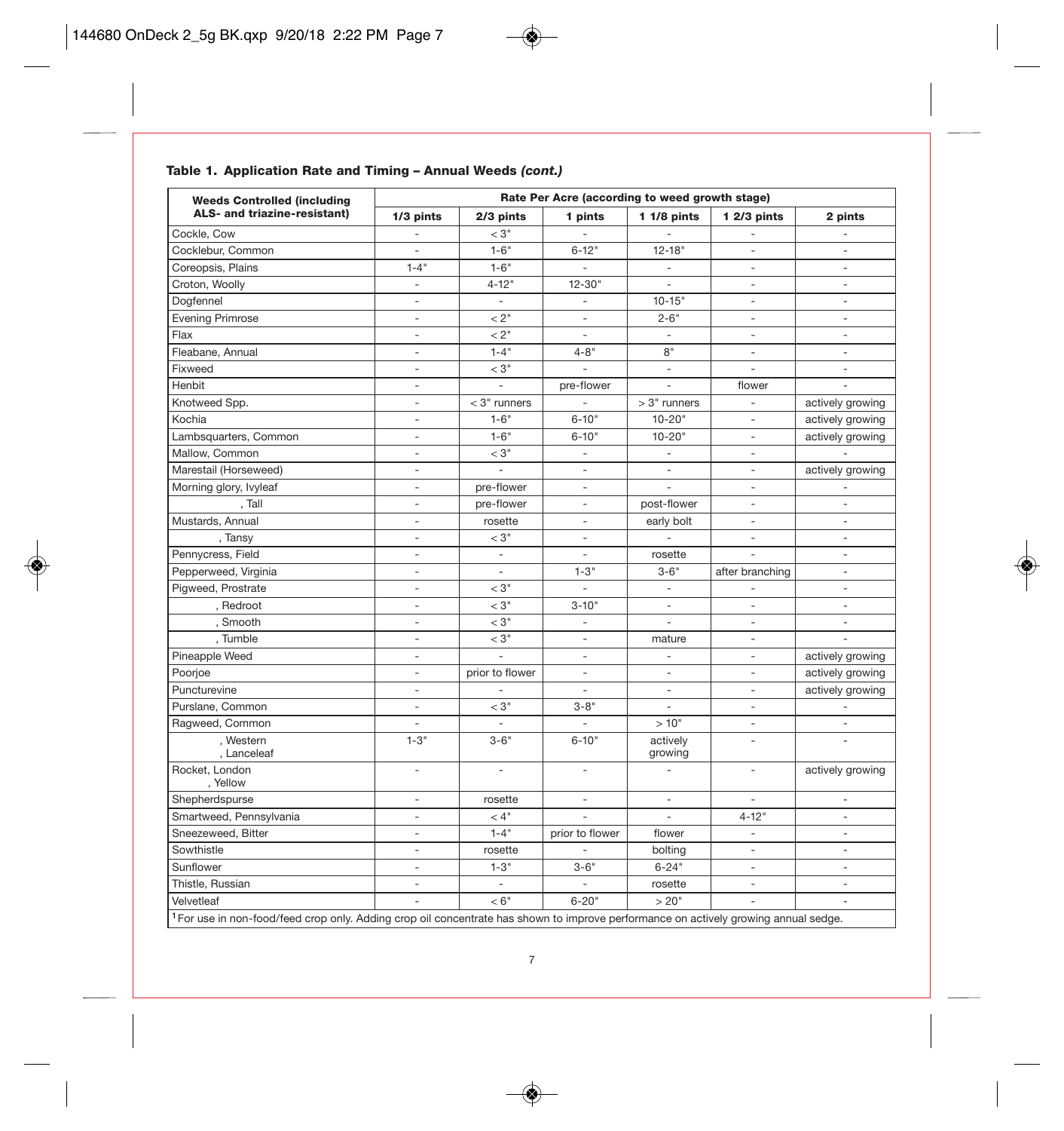### Table 1. Application Rate and Timing – Annual Weeds *(cont.)*

| Weeds Controlled (including ALS- and triazine-resistant) | Rate Per Acre (according to weed growth stage) | | | | | |
|---|---|---|---|---|---|---|
| | 1/3 pints | 2/3 pints | 1 pints | 1 1/8 pints | 1 2/3 pints | 2 pints |
| Cockle, Cow | - | < 3" | - | - | - | - |
| Cocklebur, Common | - | 1-6" | 6-12" | 12-18" | - | - |
| Coreopsis, Plains | 1-4" | 1-6" | - | - | - | - |
| Croton, Woolly | - | 4-12" | 12-30" | - | - | - |
| Dogfennel | - | - | - | 10-15" | - | - |
| Evening Primrose | - | < 2" | - | 2-6" | - | - |
| Flax | - | < 2" | - | - | - | - |
| Fleabane, Annual | - | 1-4" | 4-8" | 8" | - | - |
| Fixweed | - | < 3" | - | - | - | - |
| Henbit | - | - | pre-flower | - | flower | - |
| Knotweed Spp. | - | < 3" runners | - | > 3" runners | - | actively growing |
| Kochia | - | 1-6" | 6-10" | 10-20" | - | actively growing |
| Lambsquarters, Common | - | 1-6" | 6-10" | 10-20" | - | actively growing |
| Mallow, Common | - | < 3" | - | - | - | - |
| Marestail (Horseweed) | - | - | - | - | - | actively growing |
| Morning glory, Ivyleaf | - | pre-flower | - | - | - | - |
| , Tall | - | pre-flower | - | post-flower | - | - |
| Mustards, Annual | - | rosette | - | early bolt | - | - |
| , Tansy | - | < 3" | - | - | - | - |
| Pennycress, Field | - | - | - | rosette | - | - |
| Pepperweed, Virginia | - | - | 1-3" | 3-6" | after branching | - |
| Pigweed, Prostrate | - | < 3" | - | - | - | - |
| , Redroot | - | < 3" | 3-10" | - | - | - |
| , Smooth | - | < 3" | - | - | - | - |
| , Tumble | - | < 3" | - | mature | - | - |
| Pineapple Weed | - | - | - | - | - | actively growing |
| Poorjoe | - | prior to flower | - | - | - | actively growing |
| Puncturevine | - | - | - | - | - | actively growing |
| Purslane, Common | - | < 3" | 3-8" | - | - | - |
| Ragweed, Common | - | - | - | > 10" | - | - |
| , Western<br>, Lanceleaf | 1-3" | 3-6" | 6-10" | actively growing | - | - |
| Rocket, London<br>, Yellow | - | - | - | - | - | actively growing |
| Shepherdspurse | - | rosette | - | - | - | - |
| Smartweed, Pennsylvania | - | < 4" | - | - | 4-12" | - |
| Sneezeweed, Bitter | - | 1-4" | prior to flower | flower | - | - |
| Sowthistle | - | rosette | - | bolting | - | - |
| Sunflower | - | 1-3" | 3-6" | 6-24" | - | - |
| Thistle, Russian | - | - | - | rosette | - | - |
| Velvetleaf | - | < 6" | 6-20" | > 20" | - | - |

[1] For use in non-food/feed crop only. Adding crop oil concentrate has shown to improve performance on actively growing annual sedge.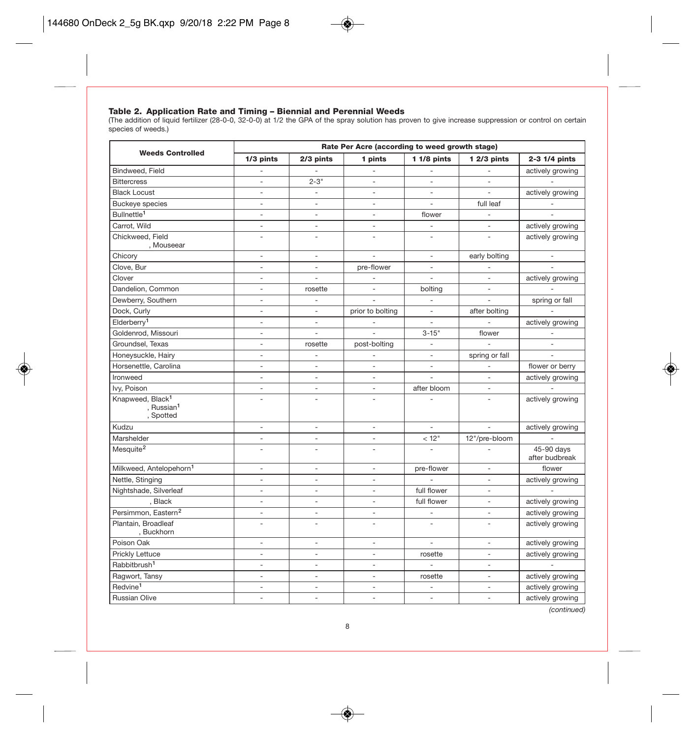### Table 2. Application Rate and Timing – Biennial and Perennial Weeds

(The addition of liquid fertilizer (28-0-0, 32-0-0) at 1/2 the GPA of the spray solution has proven to give increase suppression or control on certain species of weeds.)

| Weeds Controlled | Rate Per Acre (according to weed growth stage) | | | | | |
|---|---|---|---|---|---|---|
| | 1/3 pints | 2/3 pints | 1 pints | 1 1/8 pints | 1 2/3 pints | 2-3 1/4 pints |
| Bindweed, Field | - | - | - | - | - | actively growing |
| Bittercress | - | 2-3" | - | - | - | - |
| Black Locust | - | - | - | - | - | actively growing |
| Buckeye species | - | - | - | - | full leaf | - |
| Bullnettle[1] | - | - | - | flower | - | - |
| Carrot, Wild | - | - | - | - | - | actively growing |
| Chickweed, Field<br>, Mouseear | - | - | - | - | - | actively growing |
| Chicory | - | - | - | - | early bolting | - |
| Clove, Bur | - | - | pre-flower | - | - | - |
| Clover | - | - | - | - | - | actively growing |
| Dandelion, Common | - | rosette | - | bolting | - | - |
| Dewberry, Southern | - | - | - | - | - | spring or fall |
| Dock, Curly | - | - | prior to bolting | - | after bolting | - |
| Elderberry[1] | - | - | - | - | - | actively growing |
| Goldenrod, Missouri | - | - | - | 3-15" | flower | - |
| Groundsel, Texas | - | rosette | post-bolting | - | - | - |
| Honeysuckle, Hairy | - | - | - | - | spring or fall | - |
| Horsenettle, Carolina | - | - | - | - | - | flower or berry |
| Ironweed | - | - | - | - | - | actively growing |
| Ivy, Poison | - | - | - | after bloom | - | - |
| Knapweed, Black[1]<br>, Russian[1]<br>, Spotted | - | - | - | - | - | actively growing |
| Kudzu | - | - | - | - | - | actively growing |
| Marshelder | - | - | - | < 12" | 12"/pre-bloom | - |
| Mesquite[2] | - | - | - | - | - | 45-90 days after budbreak |
| Milkweed, Antelopehorn[1] | - | - | - | pre-flower | - | flower |
| Nettle, Stinging | - | - | - | - | - | actively growing |
| Nightshade, Silverleaf | - | - | - | full flower | - | - |
| , Black | - | - | - | full flower | - | actively growing |
| Persimmon, Eastern[2] | - | - | - | - | - | actively growing |
| Plantain, Broadleaf<br>, Buckhorn | - | - | - | - | - | actively growing |
| Poison Oak | - | - | - | - | - | actively growing |
| Prickly Lettuce | - | - | - | rosette | - | actively growing |
| Rabbitbrush[1] | - | - | - | - | - | - |
| Ragwort, Tansy | - | - | - | rosette | - | actively growing |
| Redvine[1] | - | - | - | - | - | actively growing |
| Russian Olive | - | - | - | - | - | actively growing |

*(continued)*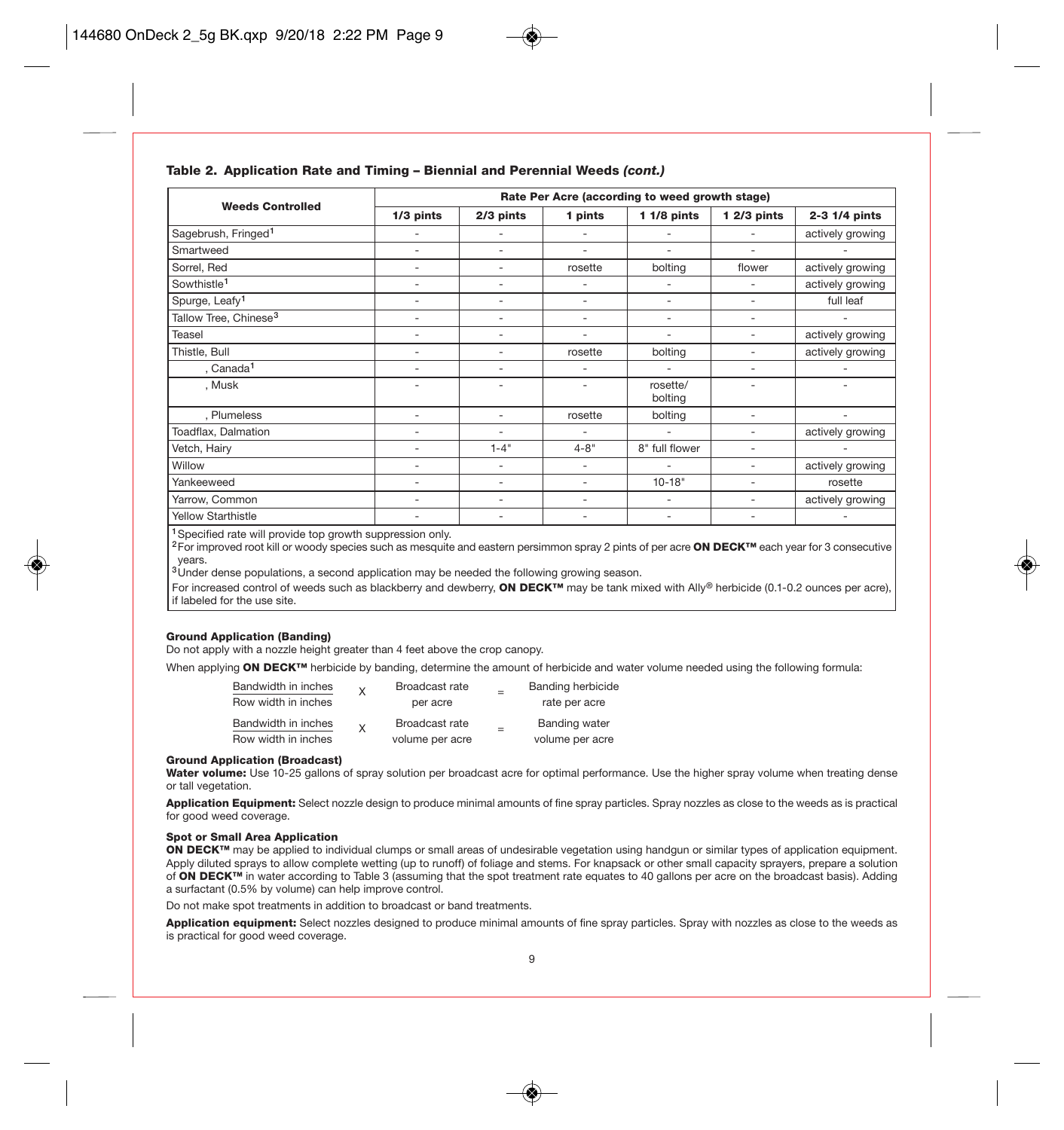**Table 2. Application Rate and Timing – Biennial and Perennial Weeds *(cont.)***

| Weeds Controlled | Rate Per Acre (according to weed growth stage) | | | | | |
|---|---|---|---|---|---|---|
| | 1/3 pints | 2/3 pints | 1 pints | 1 1/8 pints | 1 2/3 pints | 2-3 1/4 pints |
| Sagebrush, Fringed[1] | - | - | - | - | - | actively growing |
| Smartweed | - | - | - | - | - | - |
| Sorrel, Red | - | - | rosette | bolting | flower | actively growing |
| Sowthistle[1] | - | - | - | - | - | actively growing |
| Spurge, Leafy[1] | - | - | - | - | - | full leaf |
| Tallow Tree, Chinese[3] | - | - | - | - | - | - |
| Teasel | - | - | - | - | - | actively growing |
| Thistle, Bull | - | - | rosette | bolting | - | actively growing |
| , Canada[1] | - | - | - | - | - | - |
| , Musk | - | - | - | rosette/ bolting | - | - |
| , Plumeless | - | - | rosette | bolting | - | - |
| Toadflax, Dalmation | - | - | - | - | - | actively growing |
| Vetch, Hairy | - | 1-4" | 4-8" | 8" full flower | - | - |
| Willow | - | - | - | - | - | actively growing |
| Yankeeweed | - | - | - | 10-18" | - | rosette |
| Yarrow, Common | - | - | - | - | - | actively growing |
| Yellow Starthistle | - | - | - | - | - | - |

[1] Specified rate will provide top growth suppression only.
[2] For improved root kill or woody species such as mesquite and eastern persimmon spray 2 pints of per acre **ON DECK™** each year for 3 consecutive years.
[3] Under dense populations, a second application may be needed the following growing season.
For increased control of weeds such as blackberry and dewberry, **ON DECK™** may be tank mixed with Ally® herbicide (0.1-0.2 ounces per acre), if labeled for the use site.

**Ground Application (Banding)**

Do not apply with a nozzle height greater than 4 feet above the crop canopy.

When applying **ON DECK™** herbicide by banding, determine the amount of herbicide and water volume needed using the following formula:

$$\frac{\text{Bandwidth in inches}}{\text{Row width in inches}} \times \text{Broadcast rate per acre} = \text{Banding herbicide rate per acre}$$

$$\frac{\text{Bandwidth in inches}}{\text{Row width in inches}} \times \text{Broadcast rate volume per acre} = \text{Banding water volume per acre}$$

**Ground Application (Broadcast)**

**Water volume:** Use 10-25 gallons of spray solution per broadcast acre for optimal performance. Use the higher spray volume when treating dense or tall vegetation.

**Application Equipment:** Select nozzle design to produce minimal amounts of fine spray particles. Spray nozzles as close to the weeds as is practical for good weed coverage.

**Spot or Small Area Application**

**ON DECK™** may be applied to individual clumps or small areas of undesirable vegetation using handgun or similar types of application equipment. Apply diluted sprays to allow complete wetting (up to runoff) of foliage and stems. For knapsack or other small capacity sprayers, prepare a solution of **ON DECK™** in water according to Table 3 (assuming that the spot treatment rate equates to 40 gallons per acre on the broadcast basis). Adding a surfactant (0.5% by volume) can help improve control.

Do not make spot treatments in addition to broadcast or band treatments.

**Application equipment:** Select nozzles designed to produce minimal amounts of fine spray particles. Spray with nozzles as close to the weeds as is practical for good weed coverage.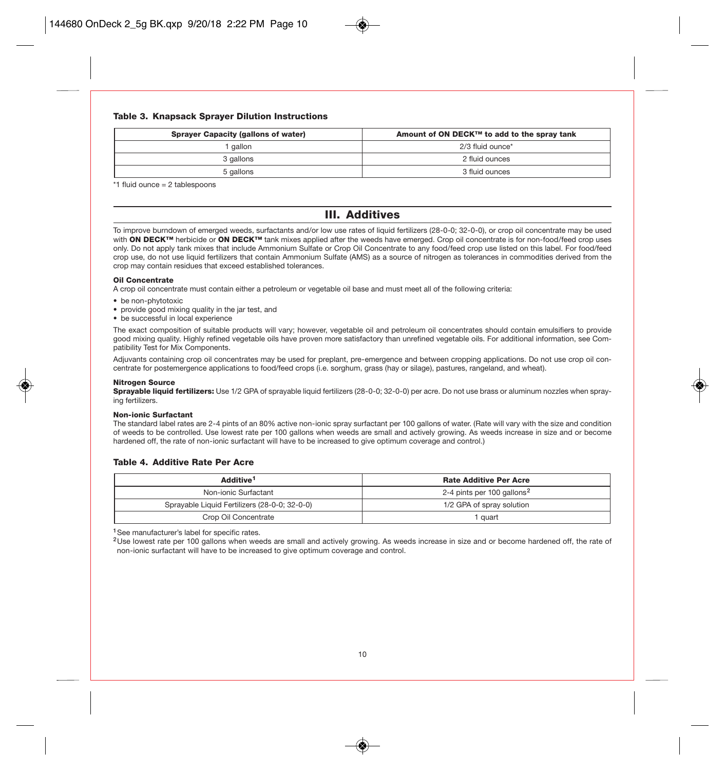**Table 3. Knapsack Sprayer Dilution Instructions**

| Sprayer Capacity (gallons of water) | Amount of ON DECK™ to add to the spray tank |
|---|---|
| 1 gallon | 2/3 fluid ounce* |
| 3 gallons | 2 fluid ounces |
| 5 gallons | 3 fluid ounces |

*1 fluid ounce = 2 tablespoons

## III. Additives

To improve burndown of emerged weeds, surfactants and/or low use rates of liquid fertilizers (28-0-0; 32-0-0), or crop oil concentrate may be used with **ON DECK™** herbicide or **ON DECK™** tank mixes applied after the weeds have emerged. Crop oil concentrate is for non-food/feed crop uses only. Do not apply tank mixes that include Ammonium Sulfate or Crop Oil Concentrate to any food/feed crop use listed on this label. For food/feed crop use, do not use liquid fertilizers that contain Ammonium Sulfate (AMS) as a source of nitrogen as tolerances in commodities derived from the crop may contain residues that exceed established tolerances.

**Oil Concentrate**

A crop oil concentrate must contain either a petroleum or vegetable oil base and must meet all of the following criteria:

- be non-phytotoxic
- provide good mixing quality in the jar test, and
- be successful in local experience

The exact composition of suitable products will vary; however, vegetable oil and petroleum oil concentrates should contain emulsifiers to provide good mixing quality. Highly refined vegetable oils have proven more satisfactory than unrefined vegetable oils. For additional information, see Compatibility Test for Mix Components.

Adjuvants containing crop oil concentrates may be used for preplant, pre-emergence and between cropping applications. Do not use crop oil concentrate for postemergence applications to food/feed crops (i.e. sorghum, grass (hay or silage), pastures, rangeland, and wheat).

**Nitrogen Source**

**Sprayable liquid fertilizers:** Use 1/2 GPA of sprayable liquid fertilizers (28-0-0; 32-0-0) per acre. Do not use brass or aluminum nozzles when spraying fertilizers.

**Non-ionic Surfactant**

The standard label rates are 2-4 pints of an 80% active non-ionic spray surfactant per 100 gallons of water. (Rate will vary with the size and condition of weeds to be controlled. Use lowest rate per 100 gallons when weeds are small and actively growing. As weeds increase in size and or become hardened off, the rate of non-ionic surfactant will have to be increased to give optimum coverage and control.)

**Table 4. Additive Rate Per Acre**

| Additive[1] | Rate Additive Per Acre |
|---|---|
| Non-ionic Surfactant | 2-4 pints per 100 gallons[2] |
| Sprayable Liquid Fertilizers (28-0-0; 32-0-0) | 1/2 GPA of spray solution |
| Crop Oil Concentrate | 1 quart |

[1] See manufacturer's label for specific rates.

[2] Use lowest rate per 100 gallons when weeds are small and actively growing. As weeds increase in size and or become hardened off, the rate of non-ionic surfactant will have to be increased to give optimum coverage and control.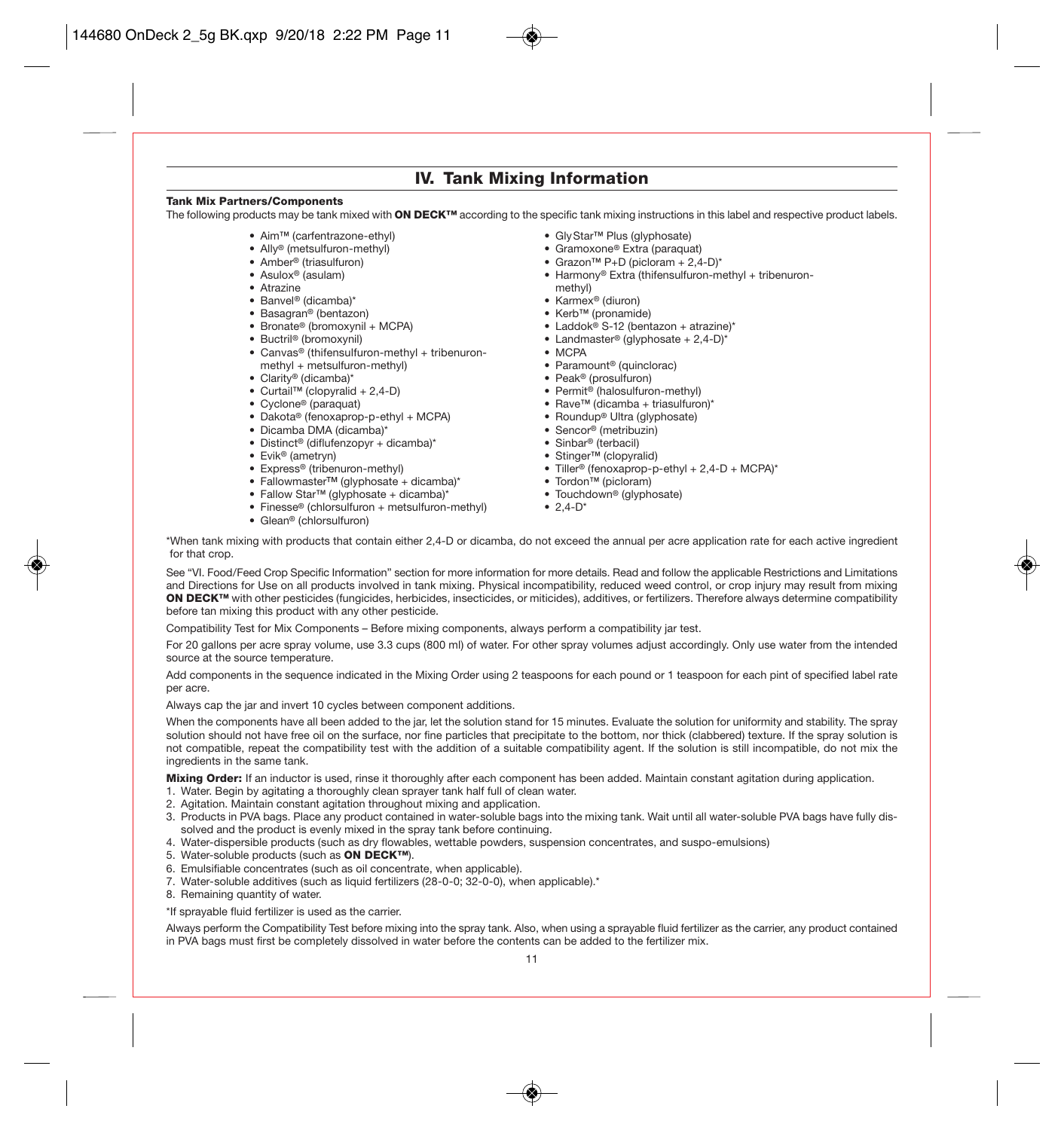## IV. Tank Mixing Information

**Tank Mix Partners/Components**

The following products may be tank mixed with **ON DECK™** according to the specific tank mixing instructions in this label and respective product labels.

- Aim™ (carfentrazone-ethyl)
- Ally® (metsulfuron-methyl)
- Amber® (triasulfuron)
- Asulox® (asulam)
- Atrazine
- Banvel® (dicamba)*
- Basagran® (bentazon)
- Bronate® (bromoxynil + MCPA)
- Buctril® (bromoxynil)
- Canvas® (thifensulfuron-methyl + tribenuron-methyl + metsulfuron-methyl)
- Clarity® (dicamba)*
- Curtail™ (clopyralid + 2,4-D)
- Cyclone® (paraquat)
- Dakota® (fenoxaprop-p-ethyl + MCPA)
- Dicamba DMA (dicamba)*
- Distinct® (diflufenzopyr + dicamba)*
- Evik® (ametryn)
- Express® (tribenuron-methyl)
- Fallowmaster™ (glyphosate + dicamba)*
- Fallow Star™ (glyphosate + dicamba)*
- Finesse® (chlorsulfuron + metsulfuron-methyl)
- Glean® (chlorsulfuron)
- GlyStar™ Plus (glyphosate)
- Gramoxone® Extra (paraquat)
- Grazon™ P+D (picloram + 2,4-D)*
- Harmony® Extra (thifensulfuron-methyl + tribenuron-methyl)
- Karmex® (diuron)
- Kerb™ (pronamide)
- Laddok® S-12 (bentazon + atrazine)*
- Landmaster® (glyphosate + 2,4-D)*
- MCPA
- Paramount® (quinclorac)
- Peak® (prosulfuron)
- Permit® (halosulfuron-methyl)
- Rave™ (dicamba + triasulfuron)*
- Roundup® Ultra (glyphosate)
- Sencor® (metribuzin)
- Sinbar® (terbacil)
- Stinger™ (clopyralid)
- Tiller® (fenoxaprop-p-ethyl + 2,4-D + MCPA)*
- Tordon™ (picloram)
- Touchdown® (glyphosate)
- 2,4-D*

*When tank mixing with products that contain either 2,4-D or dicamba, do not exceed the annual per acre application rate for each active ingredient for that crop.

See "VI. Food/Feed Crop Specific Information" section for more information for more details. Read and follow the applicable Restrictions and Limitations and Directions for Use on all products involved in tank mixing. Physical incompatibility, reduced weed control, or crop injury may result from mixing **ON DECK™** with other pesticides (fungicides, herbicides, insecticides, or miticides), additives, or fertilizers. Therefore always determine compatibility before tan mixing this product with any other pesticide.

Compatibility Test for Mix Components – Before mixing components, always perform a compatibility jar test.

For 20 gallons per acre spray volume, use 3.3 cups (800 ml) of water. For other spray volumes adjust accordingly. Only use water from the intended source at the source temperature.

Add components in the sequence indicated in the Mixing Order using 2 teaspoons for each pound or 1 teaspoon for each pint of specified label rate per acre.

Always cap the jar and invert 10 cycles between component additions.

When the components have all been added to the jar, let the solution stand for 15 minutes. Evaluate the solution for uniformity and stability. The spray solution should not have free oil on the surface, nor fine particles that precipitate to the bottom, nor thick (clabbered) texture. If the spray solution is not compatible, repeat the compatibility test with the addition of a suitable compatibility agent. If the solution is still incompatible, do not mix the ingredients in the same tank.

**Mixing Order:** If an inductor is used, rinse it thoroughly after each component has been added. Maintain constant agitation during application.

1. Water. Begin by agitating a thoroughly clean sprayer tank half full of clean water.
2. Agitation. Maintain constant agitation throughout mixing and application.
3. Products in PVA bags. Place any product contained in water-soluble bags into the mixing tank. Wait until all water-soluble PVA bags have fully dissolved and the product is evenly mixed in the spray tank before continuing.
4. Water-dispersible products (such as dry flowables, wettable powders, suspension concentrates, and suspo-emulsions)
5. Water-soluble products (such as **ON DECK™**).
6. Emulsifiable concentrates (such as oil concentrate, when applicable).
7. Water-soluble additives (such as liquid fertilizers (28-0-0; 32-0-0), when applicable).*
8. Remaining quantity of water.

*If sprayable fluid fertilizer is used as the carrier.

Always perform the Compatibility Test before mixing into the spray tank. Also, when using a sprayable fluid fertilizer as the carrier, any product contained in PVA bags must first be completely dissolved in water before the contents can be added to the fertilizer mix.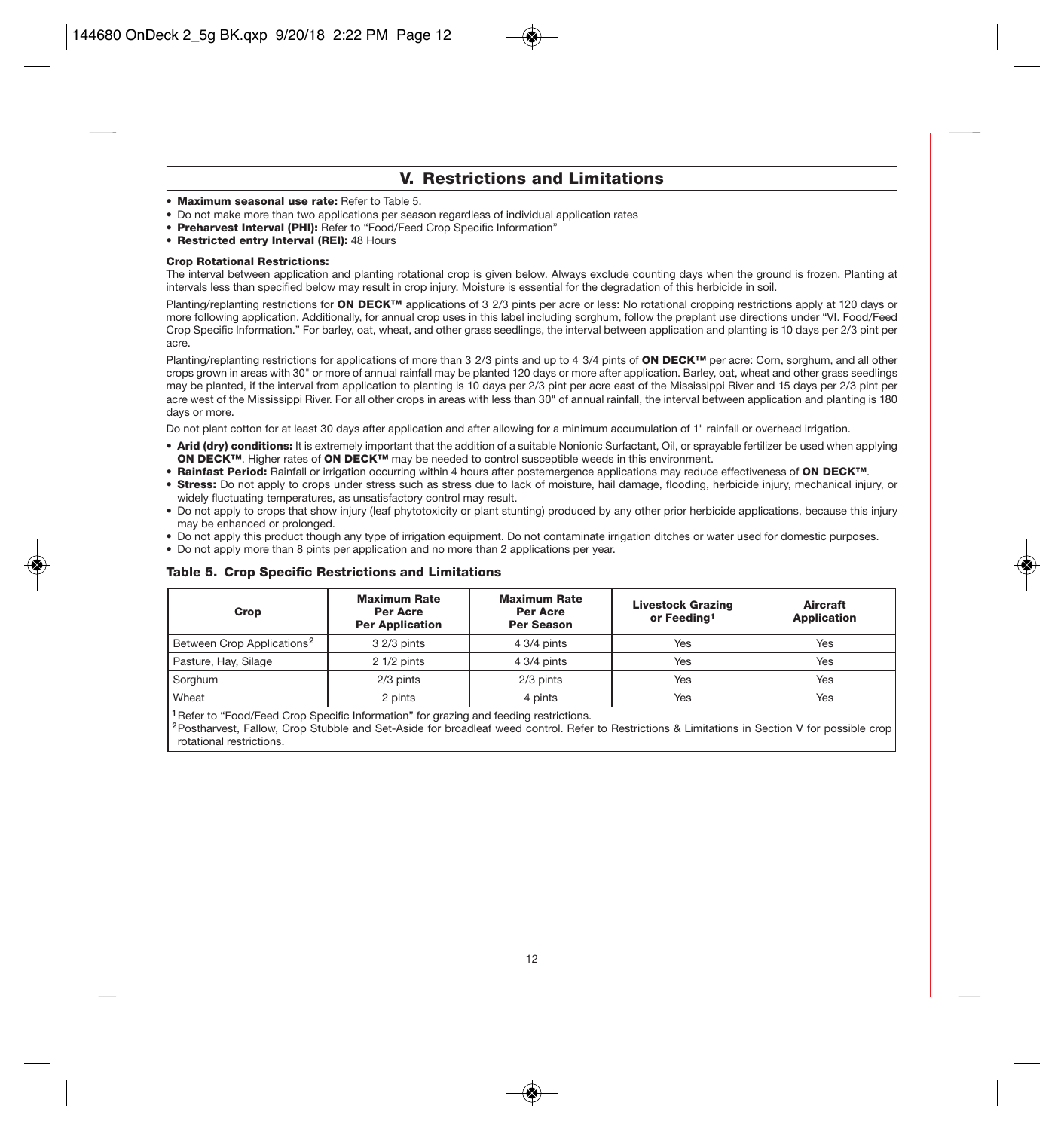## V. Restrictions and Limitations

- **Maximum seasonal use rate:** Refer to Table 5.
- Do not make more than two applications per season regardless of individual application rates
- **Preharvest Interval (PHI):** Refer to "Food/Feed Crop Specific Information"
- **Restricted entry Interval (REI):** 48 Hours

**Crop Rotational Restrictions:**

The interval between application and planting rotational crop is given below. Always exclude counting days when the ground is frozen. Planting at intervals less than specified below may result in crop injury. Moisture is essential for the degradation of this herbicide in soil.

Planting/replanting restrictions for **ON DECK™** applications of 3 2/3 pints per acre or less: No rotational cropping restrictions apply at 120 days or more following application. Additionally, for annual crop uses in this label including sorghum, follow the preplant use directions under "VI. Food/Feed Crop Specific Information." For barley, oat, wheat, and other grass seedlings, the interval between application and planting is 10 days per 2/3 pint per acre.

Planting/replanting restrictions for applications of more than 3 2/3 pints and up to 4 3/4 pints of **ON DECK™** per acre: Corn, sorghum, and all other crops grown in areas with 30" or more of annual rainfall may be planted 120 days or more after application. Barley, oat, wheat and other grass seedlings may be planted, if the interval from application to planting is 10 days per 2/3 pint per acre east of the Mississippi River and 15 days per 2/3 pint per acre west of the Mississippi River. For all other crops in areas with less than 30" of annual rainfall, the interval between application and planting is 180 days or more.

Do not plant cotton for at least 30 days after application and after allowing for a minimum accumulation of 1" rainfall or overhead irrigation.

- **Arid (dry) conditions:** It is extremely important that the addition of a suitable Nonionic Surfactant, Oil, or sprayable fertilizer be used when applying **ON DECK™**. Higher rates of **ON DECK™** may be needed to control susceptible weeds in this environment.
- **Rainfast Period:** Rainfall or irrigation occurring within 4 hours after postemergence applications may reduce effectiveness of **ON DECK™**.
- **Stress:** Do not apply to crops under stress such as stress due to lack of moisture, hail damage, flooding, herbicide injury, mechanical injury, or widely fluctuating temperatures, as unsatisfactory control may result.
- Do not apply to crops that show injury (leaf phytotoxicity or plant stunting) produced by any other prior herbicide applications, because this injury may be enhanced or prolonged.
- Do not apply this product though any type of irrigation equipment. Do not contaminate irrigation ditches or water used for domestic purposes.
- Do not apply more than 8 pints per application and no more than 2 applications per year.

### Table 5. Crop Specific Restrictions and Limitations

| Crop | Maximum Rate Per Acre Per Application | Maximum Rate Per Acre Per Season | Livestock Grazing or Feeding[1] | Aircraft Application |
|---|---|---|---|---|
| Between Crop Applications[2] | 3 2/3 pints | 4 3/4 pints | Yes | Yes |
| Pasture, Hay, Silage | 2 1/2 pints | 4 3/4 pints | Yes | Yes |
| Sorghum | 2/3 pints | 2/3 pints | Yes | Yes |
| Wheat | 2 pints | 4 pints | Yes | Yes |

[1] Refer to "Food/Feed Crop Specific Information" for grazing and feeding restrictions.

[2] Postharvest, Fallow, Crop Stubble and Set-Aside for broadleaf weed control. Refer to Restrictions & Limitations in Section V for possible crop rotational restrictions.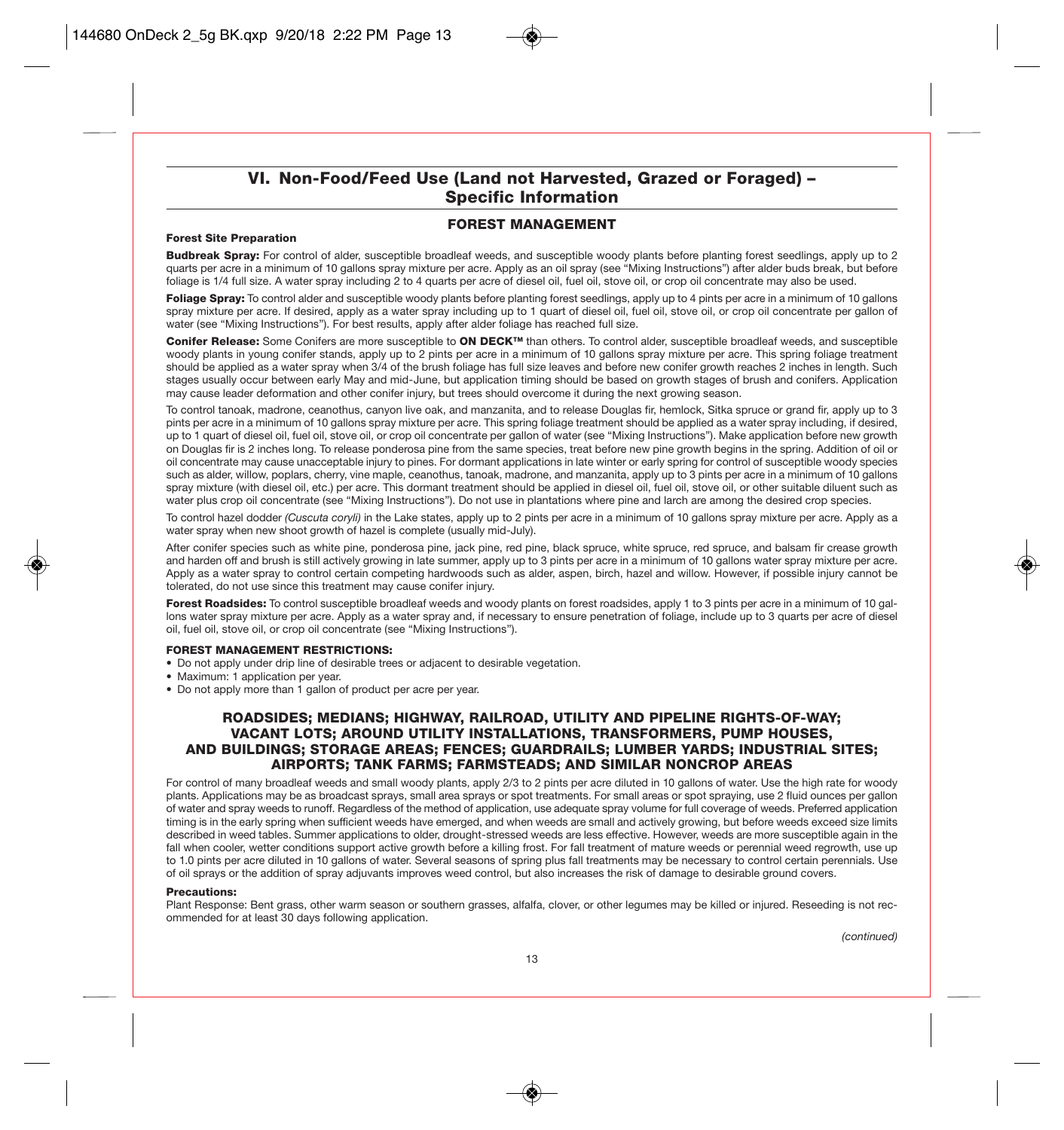## VI. Non-Food/Feed Use (Land not Harvested, Grazed or Foraged) – Specific Information

### FOREST MANAGEMENT

**Forest Site Preparation**

**Budbreak Spray:** For control of alder, susceptible broadleaf weeds, and susceptible woody plants before planting forest seedlings, apply up to 2 quarts per acre in a minimum of 10 gallons spray mixture per acre. Apply as an oil spray (see "Mixing Instructions") after alder buds break, but before foliage is 1/4 full size. A water spray including 2 to 4 quarts per acre of diesel oil, fuel oil, stove oil, or crop oil concentrate may also be used.

**Foliage Spray:** To control alder and susceptible woody plants before planting forest seedlings, apply up to 4 pints per acre in a minimum of 10 gallons spray mixture per acre. If desired, apply as a water spray including up to 1 quart of diesel oil, fuel oil, stove oil, or crop oil concentrate per gallon of water (see "Mixing Instructions"). For best results, apply after alder foliage has reached full size.

**Conifer Release:** Some Conifers are more susceptible to **ON DECK™** than others. To control alder, susceptible broadleaf weeds, and susceptible woody plants in young conifer stands, apply up to 2 pints per acre in a minimum of 10 gallons spray mixture per acre. This spring foliage treatment should be applied as a water spray when 3/4 of the brush foliage has full size leaves and before new conifer growth reaches 2 inches in length. Such stages usually occur between early May and mid-June, but application timing should be based on growth stages of brush and conifers. Application may cause leader deformation and other conifer injury, but trees should overcome it during the next growing season.

To control tanoak, madrone, ceanothus, canyon live oak, and manzanita, and to release Douglas fir, hemlock, Sitka spruce or grand fir, apply up to 3 pints per acre in a minimum of 10 gallons spray mixture per acre. This spring foliage treatment should be applied as a water spray including, if desired, up to 1 quart of diesel oil, fuel oil, stove oil, or crop oil concentrate per gallon of water (see "Mixing Instructions"). Make application before new growth on Douglas fir is 2 inches long. To release ponderosa pine from the same species, treat before new pine growth begins in the spring. Addition of oil or oil concentrate may cause unacceptable injury to pines. For dormant applications in late winter or early spring for control of susceptible woody species such as alder, willow, poplars, cherry, vine maple, ceanothus, tanoak, madrone, and manzanita, apply up to 3 pints per acre in a minimum of 10 gallons spray mixture (with diesel oil, etc.) per acre. This dormant treatment should be applied in diesel oil, fuel oil, stove oil, or other suitable diluent such as water plus crop oil concentrate (see "Mixing Instructions"). Do not use in plantations where pine and larch are among the desired crop species.

To control hazel dodder *(Cuscuta coryli)* in the Lake states, apply up to 2 pints per acre in a minimum of 10 gallons spray mixture per acre. Apply as a water spray when new shoot growth of hazel is complete (usually mid-July).

After conifer species such as white pine, ponderosa pine, jack pine, red pine, black spruce, white spruce, red spruce, and balsam fir crease growth and harden off and brush is still actively growing in late summer, apply up to 3 pints per acre in a minimum of 10 gallons water spray mixture per acre. Apply as a water spray to control certain competing hardwoods such as alder, aspen, birch, hazel and willow. However, if possible injury cannot be tolerated, do not use since this treatment may cause conifer injury.

**Forest Roadsides:** To control susceptible broadleaf weeds and woody plants on forest roadsides, apply 1 to 3 pints per acre in a minimum of 10 gallons water spray mixture per acre. Apply as a water spray and, if necessary to ensure penetration of foliage, include up to 3 quarts per acre of diesel oil, fuel oil, stove oil, or crop oil concentrate (see "Mixing Instructions").

**FOREST MANAGEMENT RESTRICTIONS:**

- Do not apply under drip line of desirable trees or adjacent to desirable vegetation.
- Maximum: 1 application per year.
- Do not apply more than 1 gallon of product per acre per year.

### ROADSIDES; MEDIANS; HIGHWAY, RAILROAD, UTILITY AND PIPELINE RIGHTS-OF-WAY; VACANT LOTS; AROUND UTILITY INSTALLATIONS, TRANSFORMERS, PUMP HOUSES, AND BUILDINGS; STORAGE AREAS; FENCES; GUARDRAILS; LUMBER YARDS; INDUSTRIAL SITES; AIRPORTS; TANK FARMS; FARMSTEADS; AND SIMILAR NONCROP AREAS

For control of many broadleaf weeds and small woody plants, apply 2/3 to 2 pints per acre diluted in 10 gallons of water. Use the high rate for woody plants. Applications may be as broadcast sprays, small area sprays or spot treatments. For small areas or spot spraying, use 2 fluid ounces per gallon of water and spray weeds to runoff. Regardless of the method of application, use adequate spray volume for full coverage of weeds. Preferred application timing is in the early spring when sufficient weeds have emerged, and when weeds are small and actively growing, but before weeds exceed size limits described in weed tables. Summer applications to older, drought-stressed weeds are less effective. However, weeds are more susceptible again in the fall when cooler, wetter conditions support active growth before a killing frost. For fall treatment of mature weeds or perennial weed regrowth, use up to 1.0 pints per acre diluted in 10 gallons of water. Several seasons of spring plus fall treatments may be necessary to control certain perennials. Use of oil sprays or the addition of spray adjuvants improves weed control, but also increases the risk of damage to desirable ground covers.

**Precautions:**

Plant Response: Bent grass, other warm season or southern grasses, alfalfa, clover, or other legumes may be killed or injured. Reseeding is not recommended for at least 30 days following application.

*(continued)*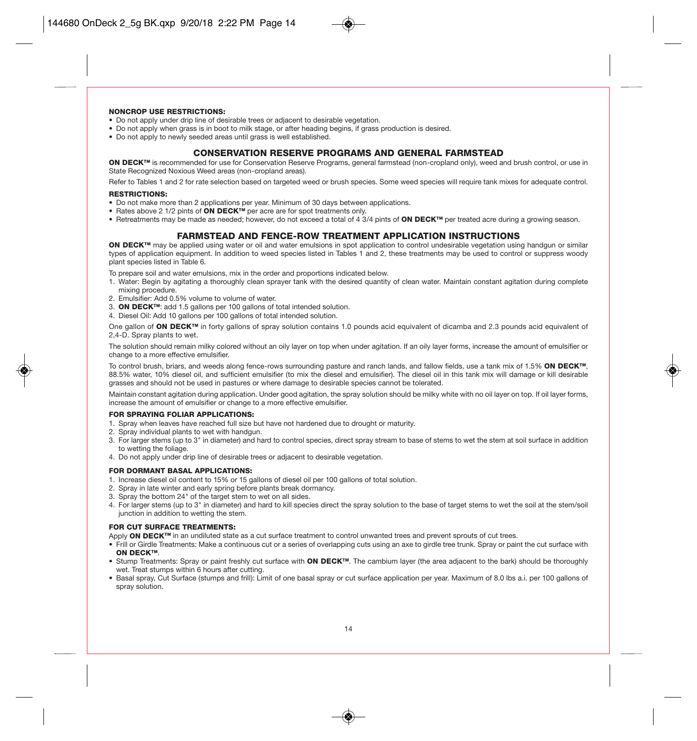**NONCROP USE RESTRICTIONS:**

- Do not apply under drip line of desirable trees or adjacent to desirable vegetation.
- Do not apply when grass is in boot to milk stage, or after heading begins, if grass production is desired.
- Do not apply to newly seeded areas until grass is well established.

## CONSERVATION RESERVE PROGRAMS AND GENERAL FARMSTEAD

**ON DECK™** is recommended for use for Conservation Reserve Programs, general farmstead (non-cropland only), weed and brush control, or use in State Recognized Noxious Weed areas (non-cropland areas).

Refer to Tables 1 and 2 for rate selection based on targeted weed or brush species. Some weed species will require tank mixes for adequate control.

**RESTRICTIONS:**

- Do not make more than 2 applications per year. Minimum of 30 days between applications.
- Rates above 2 1/2 pints of **ON DECK™** per acre are for spot treatments only.
- Retreatments may be made as needed; however, do not exceed a total of 4 3/4 pints of **ON DECK™** per treated acre during a growing season.

## FARMSTEAD AND FENCE-ROW TREATMENT APPLICATION INSTRUCTIONS

**ON DECK™** may be applied using water or oil and water emulsions in spot application to control undesirable vegetation using handgun or similar types of application equipment. In addition to weed species listed in Tables 1 and 2, these treatments may be used to control or suppress woody plant species listed in Table 6.

To prepare soil and water emulsions, mix in the order and proportions indicated below.

1. Water: Begin by agitating a thoroughly clean sprayer tank with the desired quantity of clean water. Maintain constant agitation during complete mixing procedure.
2. Emulsifier: Add 0.5% volume to volume of water.
3. **ON DECK™**: add 1.5 gallons per 100 gallons of total intended solution.
4. Diesel Oil: Add 10 gallons per 100 gallons of total intended solution.

One gallon of **ON DECK™** in forty gallons of spray solution contains 1.0 pounds acid equivalent of dicamba and 2.3 pounds acid equivalent of 2,4-D. Spray plants to wet.

The solution should remain milky colored without an oily layer on top when under agitation. If an oily layer forms, increase the amount of emulsifier or change to a more effective emulsifier.

To control brush, briars, and weeds along fence-rows surrounding pasture and ranch lands, and fallow fields, use a tank mix of 1.5% **ON DECK™**, 88.5% water, 10% diesel oil, and sufficient emulsifier (to mix the diesel and emulsifier). The diesel oil in this tank mix will damage or kill desirable grasses and should not be used in pastures or where damage to desirable species cannot be tolerated.

Maintain constant agitation during application. Under good agitation, the spray solution should be milky white with no oil layer on top. If oil layer forms, increase the amount of emulsifier or change to a more effective emulsifier.

**FOR SPRAYING FOLIAR APPLICATIONS:**

1. Spray when leaves have reached full size but have not hardened due to drought or maturity.
2. Spray individual plants to wet with handgun.
3. For larger stems (up to 3" in diameter) and hard to control species, direct spray stream to base of stems to wet the stem at soil surface in addition to wetting the foliage.
4. Do not apply under drip line of desirable trees or adjacent to desirable vegetation.

**FOR DORMANT BASAL APPLICATIONS:**

1. Increase diesel oil content to 15% or 15 gallons of diesel oil per 100 gallons of total solution.
2. Spray in late winter and early spring before plants break dormancy.
3. Spray the bottom 24" of the target stem to wet on all sides.
4. For larger stems (up to 3" in diameter) and hard to kill species direct the spray solution to the base of target stems to wet the soil at the stem/soil junction in addition to wetting the stem.

**FOR CUT SURFACE TREATMENTS:**

Apply **ON DECK™** in an undiluted state as a cut surface treatment to control unwanted trees and prevent sprouts of cut trees.

- Frill or Girdle Treatments: Make a continuous cut or a series of overlapping cuts using an axe to girdle tree trunk. Spray or paint the cut surface with **ON DECK™**.
- Stump Treatments: Spray or paint freshly cut surface with **ON DECK™**. The cambium layer (the area adjacent to the bark) should be thoroughly wet. Treat stumps within 6 hours after cutting.
- Basal spray, Cut Surface (stumps and frill): Limit of one basal spray or cut surface application per year. Maximum of 8.0 lbs a.i. per 100 gallons of spray solution.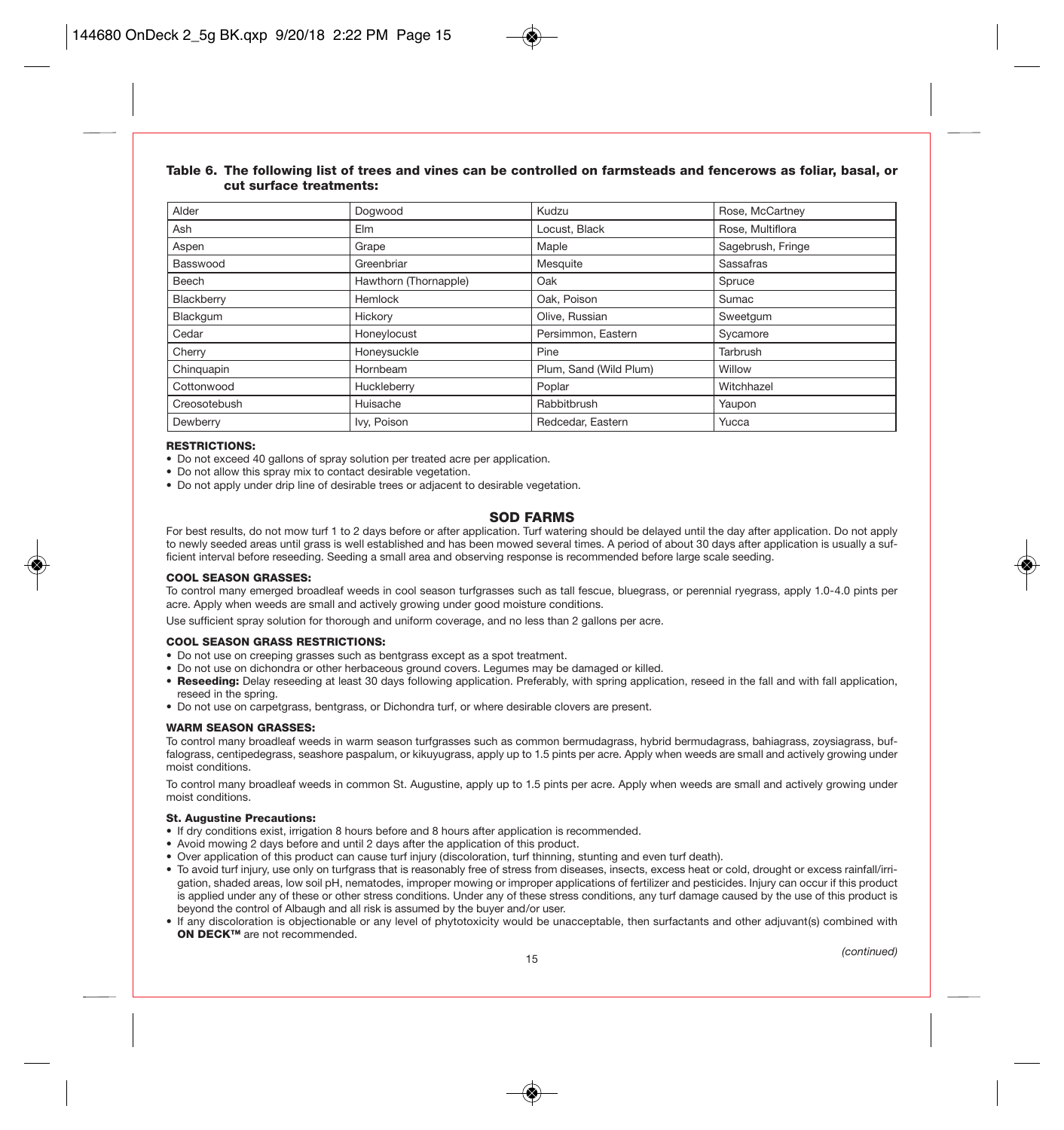**Table 6. The following list of trees and vines can be controlled on farmsteads and fencerows as foliar, basal, or cut surface treatments:**

| | | | |
|---|---|---|---|
| Alder | Dogwood | Kudzu | Rose, McCartney |
| Ash | Elm | Locust, Black | Rose, Multiflora |
| Aspen | Grape | Maple | Sagebrush, Fringe |
| Basswood | Greenbriar | Mesquite | Sassafras |
| Beech | Hawthorn (Thornapple) | Oak | Spruce |
| Blackberry | Hemlock | Oak, Poison | Sumac |
| Blackgum | Hickory | Olive, Russian | Sweetgum |
| Cedar | Honeylocust | Persimmon, Eastern | Sycamore |
| Cherry | Honeysuckle | Pine | Tarbrush |
| Chinquapin | Hornbeam | Plum, Sand (Wild Plum) | Willow |
| Cottonwood | Huckleberry | Poplar | Witchhazel |
| Creosotebush | Huisache | Rabbitbrush | Yaupon |
| Dewberry | Ivy, Poison | Redcedar, Eastern | Yucca |

**RESTRICTIONS:**

- Do not exceed 40 gallons of spray solution per treated acre per application.
- Do not allow this spray mix to contact desirable vegetation.
- Do not apply under drip line of desirable trees or adjacent to desirable vegetation.

## SOD FARMS

For best results, do not mow turf 1 to 2 days before or after application. Turf watering should be delayed until the day after application. Do not apply to newly seeded areas until grass is well established and has been mowed several times. A period of about 30 days after application is usually a sufficient interval before reseeding. Seeding a small area and observing response is recommended before large scale seeding.

**COOL SEASON GRASSES:**

To control many emerged broadleaf weeds in cool season turfgrasses such as tall fescue, bluegrass, or perennial ryegrass, apply 1.0-4.0 pints per acre. Apply when weeds are small and actively growing under good moisture conditions.

Use sufficient spray solution for thorough and uniform coverage, and no less than 2 gallons per acre.

**COOL SEASON GRASS RESTRICTIONS:**

- Do not use on creeping grasses such as bentgrass except as a spot treatment.
- Do not use on dichondra or other herbaceous ground covers. Legumes may be damaged or killed.
- **Reseeding:** Delay reseeding at least 30 days following application. Preferably, with spring application, reseed in the fall and with fall application, reseed in the spring.
- Do not use on carpetgrass, bentgrass, or Dichondra turf, or where desirable clovers are present.

**WARM SEASON GRASSES:**

To control many broadleaf weeds in warm season turfgrasses such as common bermudagrass, hybrid bermudagrass, bahiagrass, zoysiagrass, buffalograss, centipedegrass, seashore paspalum, or kikuyugrass, apply up to 1.5 pints per acre. Apply when weeds are small and actively growing under moist conditions.

To control many broadleaf weeds in common St. Augustine, apply up to 1.5 pints per acre. Apply when weeds are small and actively growing under moist conditions.

**St. Augustine Precautions:**

- If dry conditions exist, irrigation 8 hours before and 8 hours after application is recommended.
- Avoid mowing 2 days before and until 2 days after the application of this product.
- Over application of this product can cause turf injury (discoloration, turf thinning, stunting and even turf death).
- To avoid turf injury, use only on turfgrass that is reasonably free of stress from diseases, insects, excess heat or cold, drought or excess rainfall/irrigation, shaded areas, low soil pH, nematodes, improper mowing or improper applications of fertilizer and pesticides. Injury can occur if this product is applied under any of these or other stress conditions. Under any of these stress conditions, any turf damage caused by the use of this product is beyond the control of Albaugh and all risk is assumed by the buyer and/or user.
- If any discoloration is objectionable or any level of phytotoxicity would be unacceptable, then surfactants and other adjuvant(s) combined with **ON DECK™** are not recommended.

*(continued)*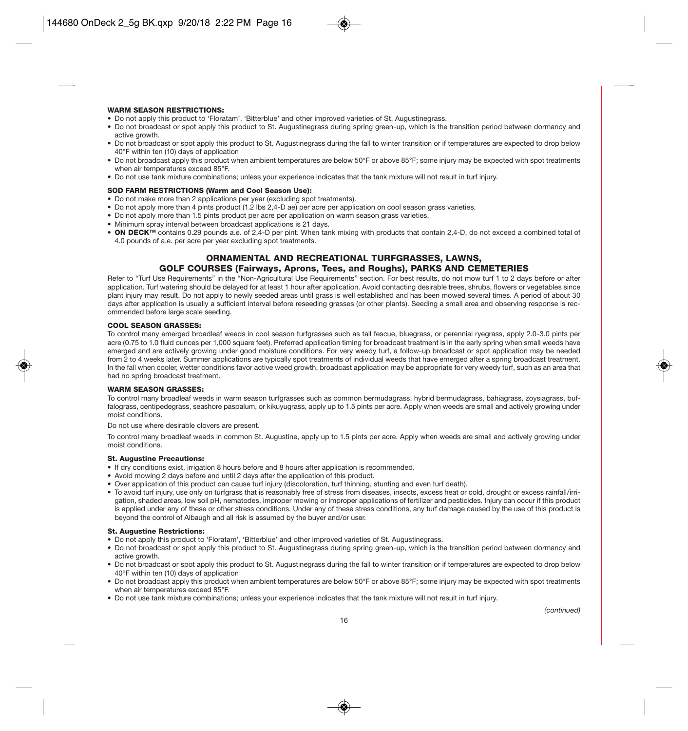**WARM SEASON RESTRICTIONS:**

- Do not apply this product to 'Floratam', 'Bitterblue' and other improved varieties of St. Augustinegrass.
- Do not broadcast or spot apply this product to St. Augustinegrass during spring green-up, which is the transition period between dormancy and active growth.
- Do not broadcast or spot apply this product to St. Augustinegrass during the fall to winter transition or if temperatures are expected to drop below 40°F within ten (10) days of application
- Do not broadcast apply this product when ambient temperatures are below 50°F or above 85°F; some injury may be expected with spot treatments when air temperatures exceed 85°F.
- Do not use tank mixture combinations; unless your experience indicates that the tank mixture will not result in turf injury.

**SOD FARM RESTRICTIONS (Warm and Cool Season Use):**

- Do not make more than 2 applications per year (excluding spot treatments).
- Do not apply more than 4 pints product (1.2 lbs 2,4-D ae) per acre per application on cool season grass varieties.
- Do not apply more than 1.5 pints product per acre per application on warm season grass varieties.
- Minimum spray interval between broadcast applications is 21 days.
- **ON DECK™** contains 0.29 pounds a.e. of 2,4-D per pint. When tank mixing with products that contain 2,4-D, do not exceed a combined total of 4.0 pounds of a.e. per acre per year excluding spot treatments.

## ORNAMENTAL AND RECREATIONAL TURFGRASSES, LAWNS, GOLF COURSES (Fairways, Aprons, Tees, and Roughs), PARKS AND CEMETERIES

Refer to "Turf Use Requirements" in the "Non-Agricultural Use Requirements" section. For best results, do not mow turf 1 to 2 days before or after application. Turf watering should be delayed for at least 1 hour after application. Avoid contacting desirable trees, shrubs, flowers or vegetables since plant injury may result. Do not apply to newly seeded areas until grass is well established and has been mowed several times. A period of about 30 days after application is usually a sufficient interval before reseeding grasses (or other plants). Seeding a small area and observing response is recommended before large scale seeding.

**COOL SEASON GRASSES:**

To control many emerged broadleaf weeds in cool season turfgrasses such as tall fescue, bluegrass, or perennial ryegrass, apply 2.0-3.0 pints per acre (0.75 to 1.0 fluid ounces per 1,000 square feet). Preferred application timing for broadcast treatment is in the early spring when small weeds have emerged and are actively growing under good moisture conditions. For very weedy turf, a follow-up broadcast or spot application may be needed from 2 to 4 weeks later. Summer applications are typically spot treatments of individual weeds that have emerged after a spring broadcast treatment. In the fall when cooler, wetter conditions favor active weed growth, broadcast application may be appropriate for very weedy turf, such as an area that had no spring broadcast treatment.

**WARM SEASON GRASSES:**

To control many broadleaf weeds in warm season turfgrasses such as common bermudagrass, hybrid bermudagrass, bahiagrass, zoysiagrass, buffalograss, centipedegrass, seashore paspalum, or kikuyugrass, apply up to 1.5 pints per acre. Apply when weeds are small and actively growing under moist conditions.

Do not use where desirable clovers are present.

To control many broadleaf weeds in common St. Augustine, apply up to 1.5 pints per acre. Apply when weeds are small and actively growing under moist conditions.

**St. Augustine Precautions:**

- If dry conditions exist, irrigation 8 hours before and 8 hours after application is recommended.
- Avoid mowing 2 days before and until 2 days after the application of this product.
- Over application of this product can cause turf injury (discoloration, turf thinning, stunting and even turf death).
- To avoid turf injury, use only on turfgrass that is reasonably free of stress from diseases, insects, excess heat or cold, drought or excess rainfall/irrigation, shaded areas, low soil pH, nematodes, improper mowing or improper applications of fertilizer and pesticides. Injury can occur if this product is applied under any of these or other stress conditions. Under any of these stress conditions, any turf damage caused by the use of this product is beyond the control of Albaugh and all risk is assumed by the buyer and/or user.

**St. Augustine Restrictions:**

- Do not apply this product to 'Floratam', 'Bitterblue' and other improved varieties of St. Augustinegrass.
- Do not broadcast or spot apply this product to St. Augustinegrass during spring green-up, which is the transition period between dormancy and active growth.
- Do not broadcast or spot apply this product to St. Augustinegrass during the fall to winter transition or if temperatures are expected to drop below 40°F within ten (10) days of application
- Do not broadcast apply this product when ambient temperatures are below 50°F or above 85°F; some injury may be expected with spot treatments when air temperatures exceed 85°F.
- Do not use tank mixture combinations; unless your experience indicates that the tank mixture will not result in turf injury.

*(continued)*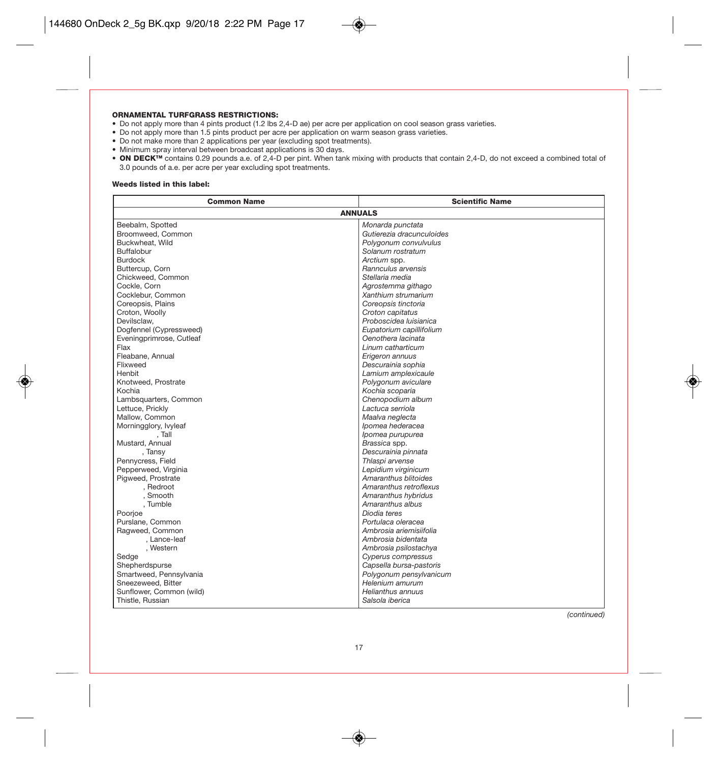**ORNAMENTAL TURFGRASS RESTRICTIONS:**

- Do not apply more than 4 pints product (1.2 lbs 2,4-D ae) per acre per application on cool season grass varieties.
- Do not apply more than 1.5 pints product per acre per application on warm season grass varieties.
- Do not make more than 2 applications per year (excluding spot treatments).
- Minimum spray interval between broadcast applications is 30 days.
- **ON DECK™** contains 0.29 pounds a.e. of 2,4-D per pint. When tank mixing with products that contain 2,4-D, do not exceed a combined total of 3.0 pounds of a.e. per acre per year excluding spot treatments.

**Weeds listed in this label:**

| Common Name | Scientific Name |
|---|---|
| **ANNUALS** | |
| Beebalm, Spotted | *Monarda punctata* |
| Broomweed, Common | *Gutierezia dracunculoides* |
| Buckwheat, Wild | *Polygonum convulvulus* |
| Buffalobur | *Solanum rostratum* |
| Burdock | *Arctium* spp. |
| Buttercup, Corn | *Rannculus arvensis* |
| Chickweed, Common | *Stellaria media* |
| Cockle, Corn | *Agrostemma githago* |
| Cocklebur, Common | *Xanthium strumarium* |
| Coreopsis, Plains | *Coreopsis tinctoria* |
| Croton, Woolly | *Croton capitatus* |
| Devilsclaw, | *Proboscidea luisianica* |
| Dogfennel (Cypressweed) | *Eupatorium capillifolium* |
| Eveningprimrose, Cutleaf | *Oenothera lacinata* |
| Flax | *Linum catharticum* |
| Fleabane, Annual | *Erigeron annuus* |
| Flixweed | *Descurainia sophia* |
| Henbit | *Lamium amplexicaule* |
| Knotweed, Prostrate | *Polygonum aviculare* |
| Kochia | *Kochia scoparia* |
| Lambsquarters, Common | *Chenopodium album* |
| Lettuce, Prickly | *Lactuca serriola* |
| Mallow, Common | *Maalva neglecta* |
| Morningglory, Ivyleaf | *Ipomea hederacea* |
| , Tall | *Ipomea purupurea* |
| Mustard, Annual | *Brassica* spp. |
| , Tansy | *Descurainia pinnata* |
| Pennycress, Field | *Thlaspi arvense* |
| Pepperweed, Virginia | *Lepidium virginicum* |
| Pigweed, Prostrate | *Amaranthus blitoides* |
| , Redroot | *Amaranthus retroflexus* |
| , Smooth | *Amaranthus hybridus* |
| , Tumble | *Amaranthus albus* |
| Poorjoe | *Diodia teres* |
| Purslane, Common | *Portulaca oleracea* |
| Ragweed, Common | *Ambrosia ariemisiifolia* |
| , Lance-leaf | *Ambrosia bidentata* |
| , Western | *Ambrosia psilostachya* |
| Sedge | *Cyperus compressus* |
| Shepherdspurse | *Capsella bursa-pastoris* |
| Smartweed, Pennsylvania | *Polygonum pensylvanicum* |
| Sneezeweed, Bitter | *Helenium amurum* |
| Sunflower, Common (wild) | *Helianthus annuus* |
| Thistle, Russian | *Salsola iberica* |

*(continued)*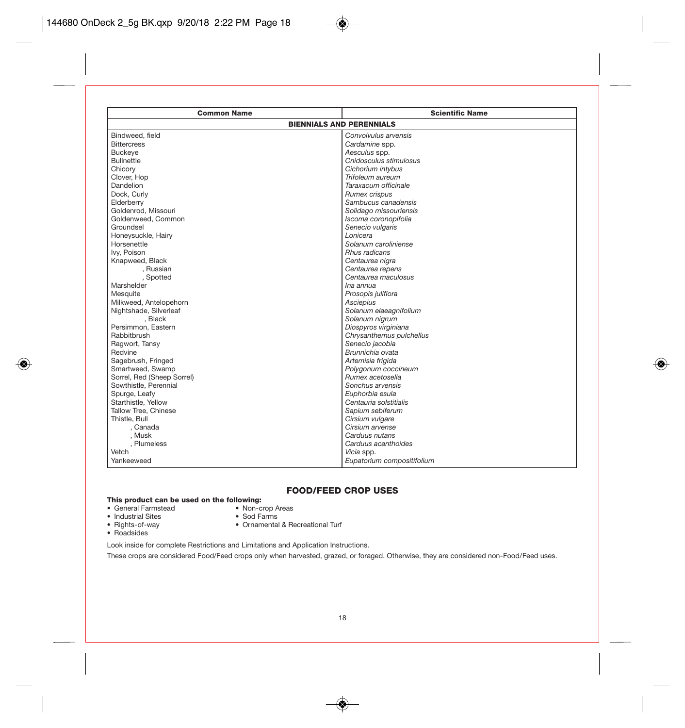| Common Name | Scientific Name |
|---|---|
| **BIENNIALS AND PERENNIALS** | |
| Bindweed, field | *Convolvulus arvensis* |
| Bittercress | *Cardamine* spp. |
| Buckeye | *Aesculus* spp. |
| Bullnettle | *Cnidosculus stimulosus* |
| Chicory | *Cichorium intybus* |
| Clover, Hop | *Trifoleum aureum* |
| Dandelion | *Taraxacum officinale* |
| Dock, Curly | *Rumex crispus* |
| Elderberry | *Sambucus canadensis* |
| Goldenrod, Missouri | *Solidago missouriensis* |
| Goldenweed, Common | *Iscoma coronopifolia* |
| Groundsel | *Senecio vulgaris* |
| Honeysuckle, Hairy | *Lonicera* |
| Horsenettle | *Solanum caroliniense* |
| Ivy, Poison | *Rhus radicans* |
| Knapweed, Black | *Centaurea nigra* |
| , Russian | *Centaurea repens* |
| , Spotted | *Centaurea maculosus* |
| Marshelder | *Ina annua* |
| Mesquite | *Prosopis juliflora* |
| Milkweed, Antelopehorn | *Asciepius* |
| Nightshade, Silverleaf | *Solanum elaeagnifolium* |
| , Black | *Solanum nigrum* |
| Persimmon, Eastern | *Diospyros virginiana* |
| Rabbitbrush | *Chrysanthemus pulchellus* |
| Ragwort, Tansy | *Senecio jacobia* |
| Redvine | *Brunnichia ovata* |
| Sagebrush, Fringed | *Artemisia frigida* |
| Smartweed, Swamp | *Polygonum coccineum* |
| Sorrel, Red (Sheep Sorrel) | *Rumex acetosella* |
| Sowthistle, Perennial | *Sonchus arvensis* |
| Spurge, Leafy | *Euphorbia esula* |
| Starthistle, Yellow | *Centauria solstitialis* |
| Tallow Tree, Chinese | *Sapium sebiferum* |
| Thistle, Bull | *Cirsium vulgare* |
| , Canada | *Cirsium arvense* |
| , Musk | *Carduus nutans* |
| , Plumeless | *Carduus acanthoides* |
| Vetch | *Vicia* spp. |
| Yankeeweed | *Eupatorium compositifolium* |

## FOOD/FEED CROP USES

**This product can be used on the following:**

- General Farmstead
- Industrial Sites
- Rights-of-way
- Roadsides
- Non-crop Areas
- Sod Farms
- Ornamental & Recreational Turf

Look inside for complete Restrictions and Limitations and Application Instructions.

These crops are considered Food/Feed crops only when harvested, grazed, or foraged. Otherwise, they are considered non-Food/Feed uses.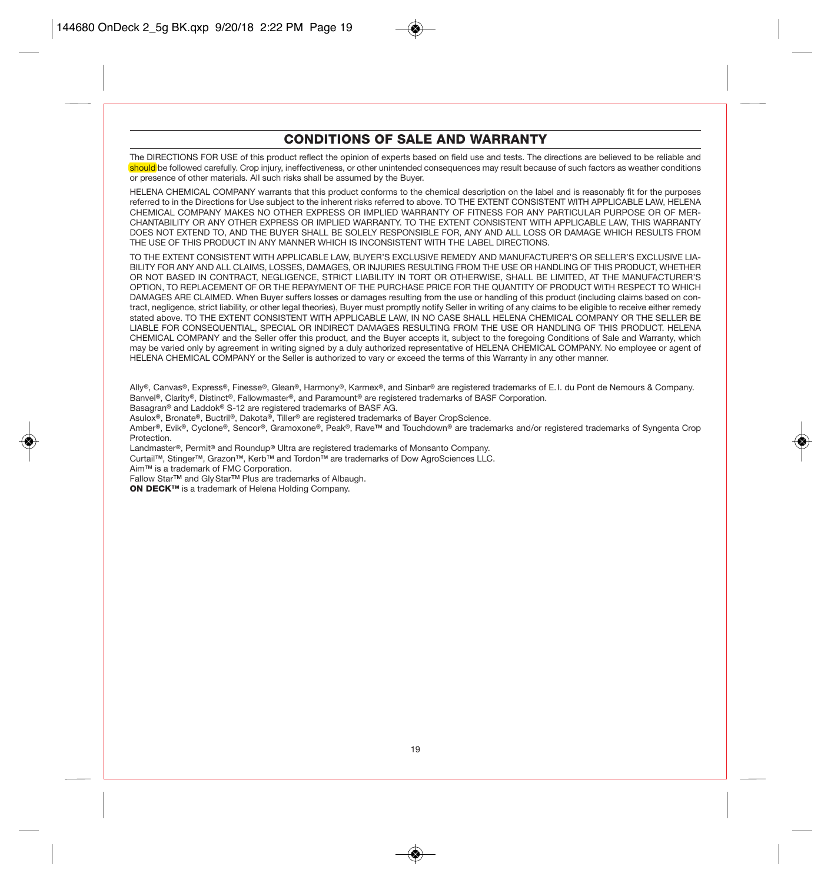## CONDITIONS OF SALE AND WARRANTY

The DIRECTIONS FOR USE of this product reflect the opinion of experts based on field use and tests. The directions are believed to be reliable and should be followed carefully. Crop injury, ineffectiveness, or other unintended consequences may result because of such factors as weather conditions or presence of other materials. All such risks shall be assumed by the Buyer.

HELENA CHEMICAL COMPANY warrants that this product conforms to the chemical description on the label and is reasonably fit for the purposes referred to in the Directions for Use subject to the inherent risks referred to above. TO THE EXTENT CONSISTENT WITH APPLICABLE LAW, HELENA CHEMICAL COMPANY MAKES NO OTHER EXPRESS OR IMPLIED WARRANTY OF FITNESS FOR ANY PARTICULAR PURPOSE OR OF MERCHANTABILITY OR ANY OTHER EXPRESS OR IMPLIED WARRANTY. TO THE EXTENT CONSISTENT WITH APPLICABLE LAW, THIS WARRANTY DOES NOT EXTEND TO, AND THE BUYER SHALL BE SOLELY RESPONSIBLE FOR, ANY AND ALL LOSS OR DAMAGE WHICH RESULTS FROM THE USE OF THIS PRODUCT IN ANY MANNER WHICH IS INCONSISTENT WITH THE LABEL DIRECTIONS.

TO THE EXTENT CONSISTENT WITH APPLICABLE LAW, BUYER'S EXCLUSIVE REMEDY AND MANUFACTURER'S OR SELLER'S EXCLUSIVE LIABILITY FOR ANY AND ALL CLAIMS, LOSSES, DAMAGES, OR INJURIES RESULTING FROM THE USE OR HANDLING OF THIS PRODUCT, WHETHER OR NOT BASED IN CONTRACT, NEGLIGENCE, STRICT LIABILITY IN TORT OR OTHERWISE, SHALL BE LIMITED, AT THE MANUFACTURER'S OPTION, TO REPLACEMENT OF OR THE REPAYMENT OF THE PURCHASE PRICE FOR THE QUANTITY OF PRODUCT WITH RESPECT TO WHICH DAMAGES ARE CLAIMED. When Buyer suffers losses or damages resulting from the use or handling of this product (including claims based on contract, negligence, strict liability, or other legal theories), Buyer must promptly notify Seller in writing of any claims to be eligible to receive either remedy stated above. TO THE EXTENT CONSISTENT WITH APPLICABLE LAW, IN NO CASE SHALL HELENA CHEMICAL COMPANY OR THE SELLER BE LIABLE FOR CONSEQUENTIAL, SPECIAL OR INDIRECT DAMAGES RESULTING FROM THE USE OR HANDLING OF THIS PRODUCT. HELENA CHEMICAL COMPANY and the Seller offer this product, and the Buyer accepts it, subject to the foregoing Conditions of Sale and Warranty, which may be varied only by agreement in writing signed by a duly authorized representative of HELENA CHEMICAL COMPANY. No employee or agent of HELENA CHEMICAL COMPANY or the Seller is authorized to vary or exceed the terms of this Warranty in any other manner.

Ally®, Canvas®, Express®, Finesse®, Glean®, Harmony®, Karmex®, and Sinbar® are registered trademarks of E. I. du Pont de Nemours & Company.
Banvel®, Clarity®, Distinct®, Fallowmaster®, and Paramount® are registered trademarks of BASF Corporation.
Basagran® and Laddok® S-12 are registered trademarks of BASF AG.
Asulox®, Bronate®, Buctril®, Dakota®, Tiller® are registered trademarks of Bayer CropScience.
Amber®, Evik®, Cyclone®, Sencor®, Gramoxone®, Peak®, Rave™ and Touchdown® are trademarks and/or registered trademarks of Syngenta Crop Protection.
Landmaster®, Permit® and Roundup® Ultra are registered trademarks of Monsanto Company.
Curtail™, Stinger™, Grazon™, Kerb™ and Tordon™ are trademarks of Dow AgroSciences LLC.
Aim™ is a trademark of FMC Corporation.
Fallow Star™ and GlyStar™ Plus are trademarks of Albaugh.
**ON DECK™** is a trademark of Helena Holding Company.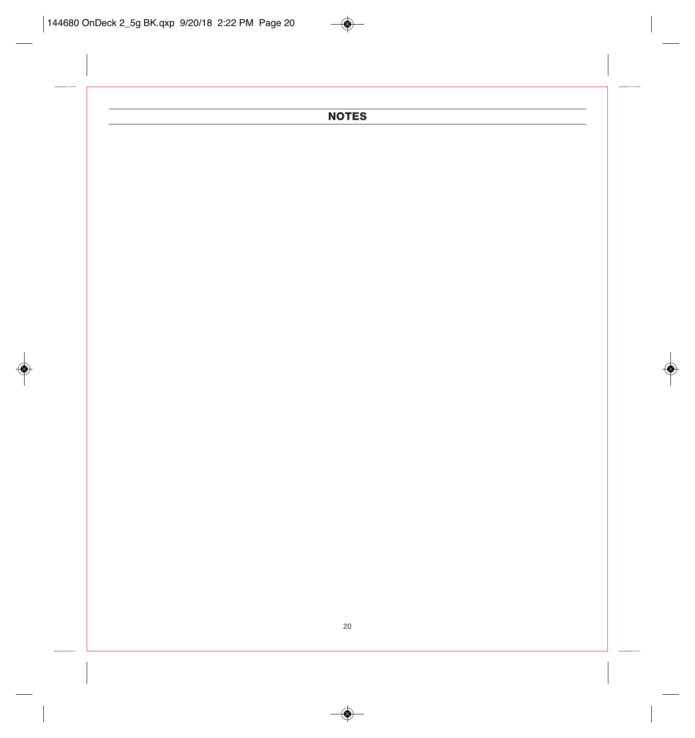## NOTES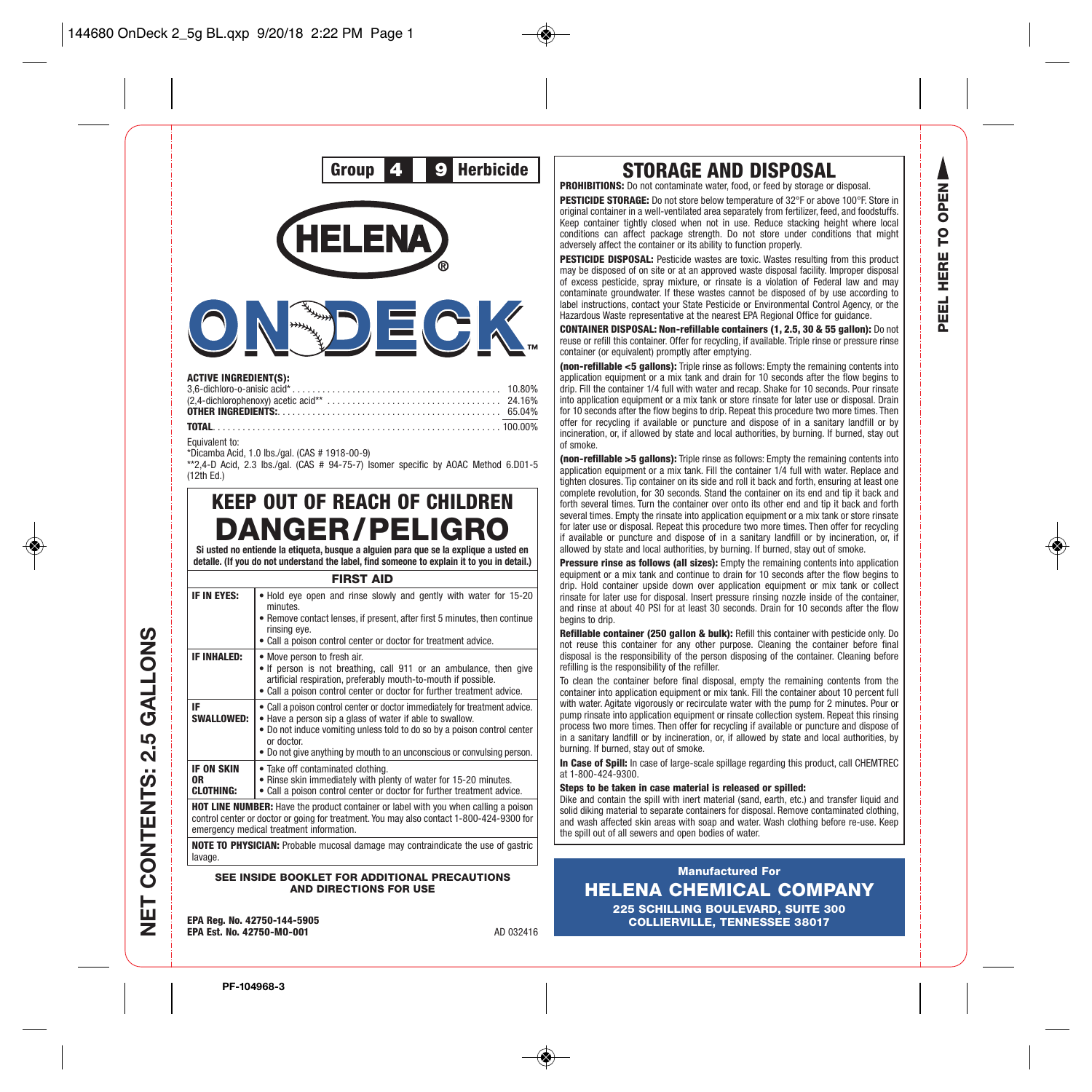Group 4 9 Herbicide

HELENA®

# ONDECK™

**ACTIVE INGREDIENT(S):**

| | |
|---|---|
| 3,6-dichloro-o-anisic acid* | 10.80% |
| (2,4-dichlorophenoxy) acetic acid** | 24.16% |
| **OTHER INGREDIENTS:** | 65.04% |
| **TOTAL** | 100.00% |

Equivalent to:
*Dicamba Acid, 1.0 lbs./gal. (CAS # 1918-00-9)
**2,4-D Acid, 2.3 lbs./gal. (CAS # 94-75-7) Isomer specific by AOAC Method 6.D01-5 (12th Ed.)

## KEEP OUT OF REACH OF CHILDREN
## DANGER/PELIGRO

**Si usted no entiende la etiqueta, busque a alguien para que se la explique a usted en detalle. (If you do not understand the label, find someone to explain it to you in detail.)**

| FIRST AID | |
|---|---|
| **IF IN EYES:** | • Hold eye open and rinse slowly and gently with water for 15-20 minutes.<br>• Remove contact lenses, if present, after first 5 minutes, then continue rinsing eye.<br>• Call a poison control center or doctor for treatment advice. |
| **IF INHALED:** | • Move person to fresh air.<br>• If person is not breathing, call 911 or an ambulance, then give artificial respiration, preferably mouth-to-mouth if possible.<br>• Call a poison control center or doctor for further treatment advice. |
| **IF SWALLOWED:** | • Call a poison control center or doctor immediately for treatment advice.<br>• Have a person sip a glass of water if able to swallow.<br>• Do not induce vomiting unless told to do so by a poison control center or doctor.<br>• Do not give anything by mouth to an unconscious or convulsing person. |
| **IF ON SKIN OR CLOTHING:** | • Take off contaminated clothing.<br>• Rinse skin immediately with plenty of water for 15-20 minutes.<br>• Call a poison control center or doctor for further treatment advice. |

**HOT LINE NUMBER:** Have the product container or label with you when calling a poison control center or doctor or going for treatment. You may also contact 1-800-424-9300 for emergency medical treatment information.

**NOTE TO PHYSICIAN:** Probable mucosal damage may contraindicate the use of gastric lavage.

**SEE INSIDE BOOKLET FOR ADDITIONAL PRECAUTIONS AND DIRECTIONS FOR USE**

**EPA Reg. No. 42750-144-5905**
**EPA Est. No. 42750-MO-001**

AD 032416

**NET CONTENTS: 2.5 GALLONS**

## STORAGE AND DISPOSAL

**PROHIBITIONS:** Do not contaminate water, food, or feed by storage or disposal.

**PESTICIDE STORAGE:** Do not store below temperature of 32°F or above 100°F. Store in original container in a well-ventilated area separately from fertilizer, feed, and foodstuffs. Keep container tightly closed when not in use. Reduce stacking height where local conditions can affect package strength. Do not store under conditions that might adversely affect the container or its ability to function properly.

**PESTICIDE DISPOSAL:** Pesticide wastes are toxic. Wastes resulting from this product may be disposed of on site or at an approved waste disposal facility. Improper disposal of excess pesticide, spray mixture, or rinsate is a violation of Federal law and may contaminate groundwater. If these wastes cannot be disposed of by use according to label instructions, contact your State Pesticide or Environmental Control Agency, or the Hazardous Waste representative at the nearest EPA Regional Office for guidance.

**CONTAINER DISPOSAL: Non-refillable containers (1, 2.5, 30 & 55 gallon):** Do not reuse or refill this container. Offer for recycling, if available. Triple rinse or pressure rinse container (or equivalent) promptly after emptying.

**(non-refillable <5 gallons):** Triple rinse as follows: Empty the remaining contents into application equipment or a mix tank and drain for 10 seconds after the flow begins to drip. Fill the container 1/4 full with water and recap. Shake for 10 seconds. Pour rinsate into application equipment or a mix tank or store rinsate for later use or disposal. Drain for 10 seconds after the flow begins to drip. Repeat this procedure two more times. Then offer for recycling if available or puncture and dispose of in a sanitary landfill or by incineration, or, if allowed by state and local authorities, by burning. If burned, stay out of smoke.

**(non-refillable >5 gallons):** Triple rinse as follows: Empty the remaining contents into application equipment or a mix tank. Fill the container 1/4 full with water. Replace and tighten closures. Tip container on its side and roll it back and forth, ensuring at least one complete revolution, for 30 seconds. Stand the container on its end and tip it back and forth several times. Turn the container over onto its other end and tip it back and forth several times. Empty the rinsate into application equipment or a mix tank or store rinsate for later use or disposal. Repeat this procedure two more times. Then offer for recycling if available or puncture and dispose of in a sanitary landfill or by incineration, or, if allowed by state and local authorities, by burning. If burned, stay out of smoke.

**Pressure rinse as follows (all sizes):** Empty the remaining contents into application equipment or a mix tank and continue to drain for 10 seconds after the flow begins to drip. Hold container upside down over application equipment or mix tank or collect rinsate for later use for disposal. Insert pressure rinsing nozzle inside of the container, and rinse at about 40 PSI for at least 30 seconds. Drain for 10 seconds after the flow begins to drip.

**Refillable container (250 gallon & bulk):** Refill this container with pesticide only. Do not reuse this container for any other purpose. Cleaning the container before final disposal is the responsibility of the person disposing of the container. Cleaning before refilling is the responsibility of the refiller.

To clean the container before final disposal, empty the remaining contents from the container into application equipment or mix tank. Fill the container about 10 percent full with water. Agitate vigorously or recirculate water with the pump for 2 minutes. Pour or pump rinsate into application equipment or rinsate collection system. Repeat this rinsing process two more times. Then offer for recycling if available or puncture and dispose of in a sanitary landfill or by incineration, or, if allowed by state and local authorities, by burning. If burned, stay out of smoke.

**In Case of Spill:** In case of large-scale spillage regarding this product, call CHEMTREC at 1-800-424-9300.

**Steps to be taken in case material is released or spilled:**
Dike and contain the spill with inert material (sand, earth, etc.) and transfer liquid and solid diking material to separate containers for disposal. Remove contaminated clothing, and wash affected skin areas with soap and water. Wash clothing before re-use. Keep the spill out of all sewers and open bodies of water.

**Manufactured For**
**HELENA CHEMICAL COMPANY**
**225 SCHILLING BOULEVARD, SUITE 300**
**COLLIERVILLE, TENNESSEE 38017**

**PEEL HERE TO OPEN**

PF-104968-3